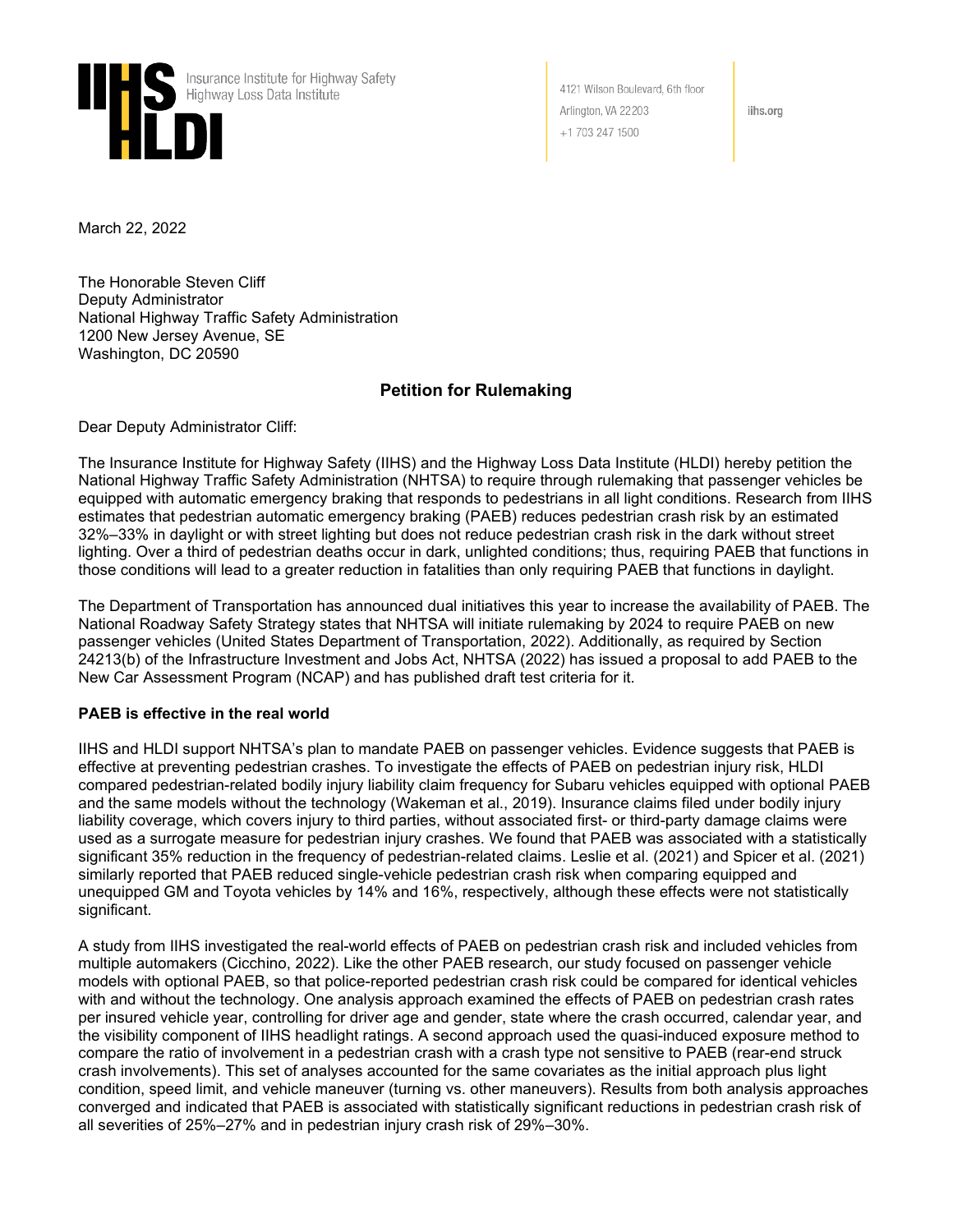Insurance Institute for Highway Safety
Highway Loss Data Institute

4121 Wilson Boulevard, 6th floor
Arlington, VA 22203
+1 703 247 1500

iihs.org

March 22, 2022

The Honorable Steven Cliff
Deputy Administrator
National Highway Traffic Safety Administration
1200 New Jersey Avenue, SE
Washington, DC 20590

## Petition for Rulemaking

Dear Deputy Administrator Cliff:

The Insurance Institute for Highway Safety (IIHS) and the Highway Loss Data Institute (HLDI) hereby petition the National Highway Traffic Safety Administration (NHTSA) to require through rulemaking that passenger vehicles be equipped with automatic emergency braking that responds to pedestrians in all light conditions. Research from IIHS estimates that pedestrian automatic emergency braking (PAEB) reduces pedestrian crash risk by an estimated 32%–33% in daylight or with street lighting but does not reduce pedestrian crash risk in the dark without street lighting. Over a third of pedestrian deaths occur in dark, unlighted conditions; thus, requiring PAEB that functions in those conditions will lead to a greater reduction in fatalities than only requiring PAEB that functions in daylight.

The Department of Transportation has announced dual initiatives this year to increase the availability of PAEB. The National Roadway Safety Strategy states that NHTSA will initiate rulemaking by 2024 to require PAEB on new passenger vehicles (United States Department of Transportation, 2022). Additionally, as required by Section 24213(b) of the Infrastructure Investment and Jobs Act, NHTSA (2022) has issued a proposal to add PAEB to the New Car Assessment Program (NCAP) and has published draft test criteria for it.

### PAEB is effective in the real world

IIHS and HLDI support NHTSA's plan to mandate PAEB on passenger vehicles. Evidence suggests that PAEB is effective at preventing pedestrian crashes. To investigate the effects of PAEB on pedestrian injury risk, HLDI compared pedestrian-related bodily injury liability claim frequency for Subaru vehicles equipped with optional PAEB and the same models without the technology (Wakeman et al., 2019). Insurance claims filed under bodily injury liability coverage, which covers injury to third parties, without associated first- or third-party damage claims were used as a surrogate measure for pedestrian injury crashes. We found that PAEB was associated with a statistically significant 35% reduction in the frequency of pedestrian-related claims. Leslie et al. (2021) and Spicer et al. (2021) similarly reported that PAEB reduced single-vehicle pedestrian crash risk when comparing equipped and unequipped GM and Toyota vehicles by 14% and 16%, respectively, although these effects were not statistically significant.

A study from IIHS investigated the real-world effects of PAEB on pedestrian crash risk and included vehicles from multiple automakers (Cicchino, 2022). Like the other PAEB research, our study focused on passenger vehicle models with optional PAEB, so that police-reported pedestrian crash risk could be compared for identical vehicles with and without the technology. One analysis approach examined the effects of PAEB on pedestrian crash rates per insured vehicle year, controlling for driver age and gender, state where the crash occurred, calendar year, and the visibility component of IIHS headlight ratings. A second approach used the quasi-induced exposure method to compare the ratio of involvement in a pedestrian crash with a crash type not sensitive to PAEB (rear-end struck crash involvements). This set of analyses accounted for the same covariates as the initial approach plus light condition, speed limit, and vehicle maneuver (turning vs. other maneuvers). Results from both analysis approaches converged and indicated that PAEB is associated with statistically significant reductions in pedestrian crash risk of all severities of 25%–27% and in pedestrian injury crash risk of 29%–30%.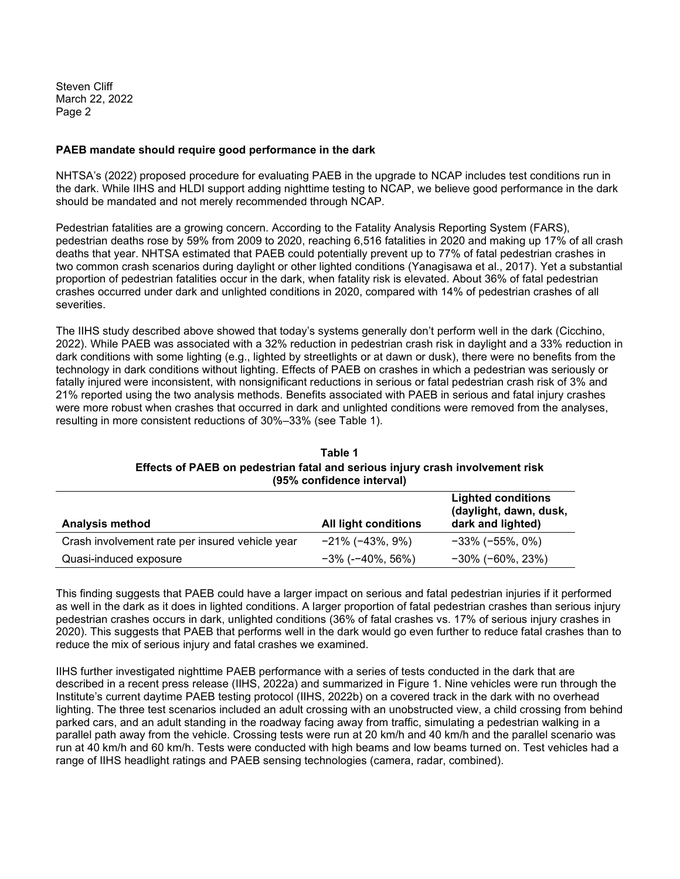**PAEB mandate should require good performance in the dark**

NHTSA's (2022) proposed procedure for evaluating PAEB in the upgrade to NCAP includes test conditions run in the dark. While IIHS and HLDI support adding nighttime testing to NCAP, we believe good performance in the dark should be mandated and not merely recommended through NCAP.

Pedestrian fatalities are a growing concern. According to the Fatality Analysis Reporting System (FARS), pedestrian deaths rose by 59% from 2009 to 2020, reaching 6,516 fatalities in 2020 and making up 17% of all crash deaths that year. NHTSA estimated that PAEB could potentially prevent up to 77% of fatal pedestrian crashes in two common crash scenarios during daylight or other lighted conditions (Yanagisawa et al., 2017). Yet a substantial proportion of pedestrian fatalities occur in the dark, when fatality risk is elevated. About 36% of fatal pedestrian crashes occurred under dark and unlighted conditions in 2020, compared with 14% of pedestrian crashes of all severities.

The IIHS study described above showed that today's systems generally don't perform well in the dark (Cicchino, 2022). While PAEB was associated with a 32% reduction in pedestrian crash risk in daylight and a 33% reduction in dark conditions with some lighting (e.g., lighted by streetlights or at dawn or dusk), there were no benefits from the technology in dark conditions without lighting. Effects of PAEB on crashes in which a pedestrian was seriously or fatally injured were inconsistent, with nonsignificant reductions in serious or fatal pedestrian crash risk of 3% and 21% reported using the two analysis methods. Benefits associated with PAEB in serious and fatal injury crashes were more robust when crashes that occurred in dark and unlighted conditions were removed from the analyses, resulting in more consistent reductions of 30%–33% (see Table 1).

**Table 1**
**Effects of PAEB on pedestrian fatal and serious injury crash involvement risk (95% confidence interval)**

| Analysis method | All light conditions | Lighted conditions (daylight, dawn, dusk, dark and lighted) |
|---|---|---|
| Crash involvement rate per insured vehicle year | −21% (−43%, 9%) | −33% (−55%, 0%) |
| Quasi-induced exposure | −3% (-−40%, 56%) | −30% (−60%, 23%) |

This finding suggests that PAEB could have a larger impact on serious and fatal pedestrian injuries if it performed as well in the dark as it does in lighted conditions. A larger proportion of fatal pedestrian crashes than serious injury pedestrian crashes occurs in dark, unlighted conditions (36% of fatal crashes vs. 17% of serious injury crashes in 2020). This suggests that PAEB that performs well in the dark would go even further to reduce fatal crashes than to reduce the mix of serious injury and fatal crashes we examined.

IIHS further investigated nighttime PAEB performance with a series of tests conducted in the dark that are described in a recent press release (IIHS, 2022a) and summarized in Figure 1. Nine vehicles were run through the Institute's current daytime PAEB testing protocol (IIHS, 2022b) on a covered track in the dark with no overhead lighting. The three test scenarios included an adult crossing with an unobstructed view, a child crossing from behind parked cars, and an adult standing in the roadway facing away from traffic, simulating a pedestrian walking in a parallel path away from the vehicle. Crossing tests were run at 20 km/h and 40 km/h and the parallel scenario was run at 40 km/h and 60 km/h. Tests were conducted with high beams and low beams turned on. Test vehicles had a range of IIHS headlight ratings and PAEB sensing technologies (camera, radar, combined).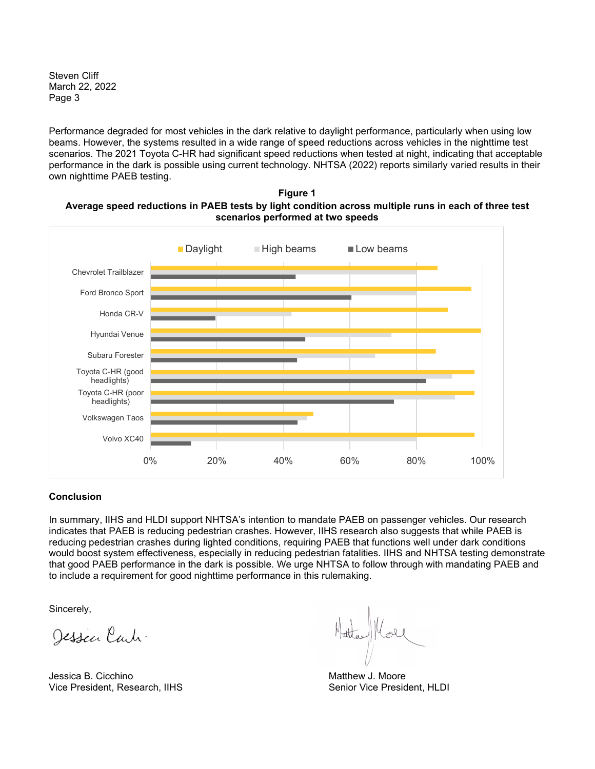Performance degraded for most vehicles in the dark relative to daylight performance, particularly when using low beams. However, the systems resulted in a wide range of speed reductions across vehicles in the nighttime test scenarios. The 2021 Toyota C-HR had significant speed reductions when tested at night, indicating that acceptable performance in the dark is possible using current technology. NHTSA (2022) reports similarly varied results in their own nighttime PAEB testing.

**Figure 1**
**Average speed reductions in PAEB tests by light condition across multiple runs in each of three test scenarios performed at two speeds**

## Conclusion

In summary, IIHS and HLDI support NHTSA's intention to mandate PAEB on passenger vehicles. Our research indicates that PAEB is reducing pedestrian crashes. However, IIHS research also suggests that while PAEB is reducing pedestrian crashes during lighted conditions, requiring PAEB that functions well under dark conditions would boost system effectiveness, especially in reducing pedestrian fatalities. IIHS and NHTSA testing demonstrate that good PAEB performance in the dark is possible. We urge NHTSA to follow through with mandating PAEB and to include a requirement for good nighttime performance in this rulemaking.

Sincerely,

Jessica B. Cicchino
Vice President, Research, IIHS

Matthew J. Moore
Senior Vice President, HLDI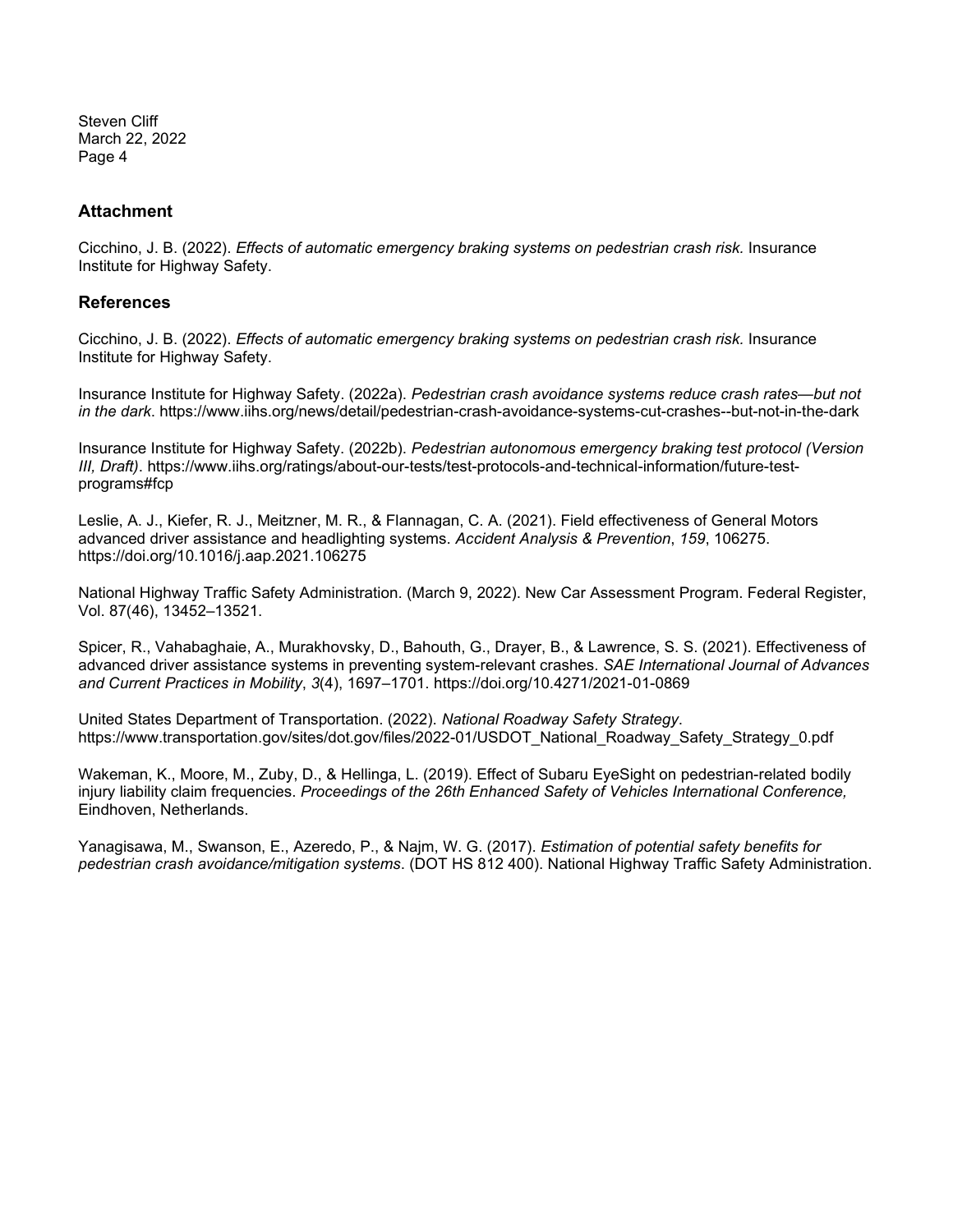## Attachment

Cicchino, J. B. (2022). *Effects of automatic emergency braking systems on pedestrian crash risk.* Insurance Institute for Highway Safety.

## References

Cicchino, J. B. (2022). *Effects of automatic emergency braking systems on pedestrian crash risk.* Insurance Institute for Highway Safety.

Insurance Institute for Highway Safety. (2022a). *Pedestrian crash avoidance systems reduce crash rates—but not in the dark*. https://www.iihs.org/news/detail/pedestrian-crash-avoidance-systems-cut-crashes--but-not-in-the-dark

Insurance Institute for Highway Safety. (2022b). *Pedestrian autonomous emergency braking test protocol (Version III, Draft)*. https://www.iihs.org/ratings/about-our-tests/test-protocols-and-technical-information/future-test-programs#fcp

Leslie, A. J., Kiefer, R. J., Meitzner, M. R., & Flannagan, C. A. (2021). Field effectiveness of General Motors advanced driver assistance and headlighting systems. *Accident Analysis & Prevention*, *159*, 106275. https://doi.org/10.1016/j.aap.2021.106275

National Highway Traffic Safety Administration. (March 9, 2022). New Car Assessment Program. Federal Register, Vol. 87(46), 13452–13521.

Spicer, R., Vahabaghaie, A., Murakhovsky, D., Bahouth, G., Drayer, B., & Lawrence, S. S. (2021). Effectiveness of advanced driver assistance systems in preventing system-relevant crashes. *SAE International Journal of Advances and Current Practices in Mobility*, *3*(4), 1697–1701. https://doi.org/10.4271/2021-01-0869

United States Department of Transportation. (2022). *National Roadway Safety Strategy*. https://www.transportation.gov/sites/dot.gov/files/2022-01/USDOT_National_Roadway_Safety_Strategy_0.pdf

Wakeman, K., Moore, M., Zuby, D., & Hellinga, L. (2019). Effect of Subaru EyeSight on pedestrian-related bodily injury liability claim frequencies. *Proceedings of the 26th Enhanced Safety of Vehicles International Conference,* Eindhoven, Netherlands.

Yanagisawa, M., Swanson, E., Azeredo, P., & Najm, W. G. (2017). *Estimation of potential safety benefits for pedestrian crash avoidance/mitigation systems*. (DOT HS 812 400). National Highway Traffic Safety Administration.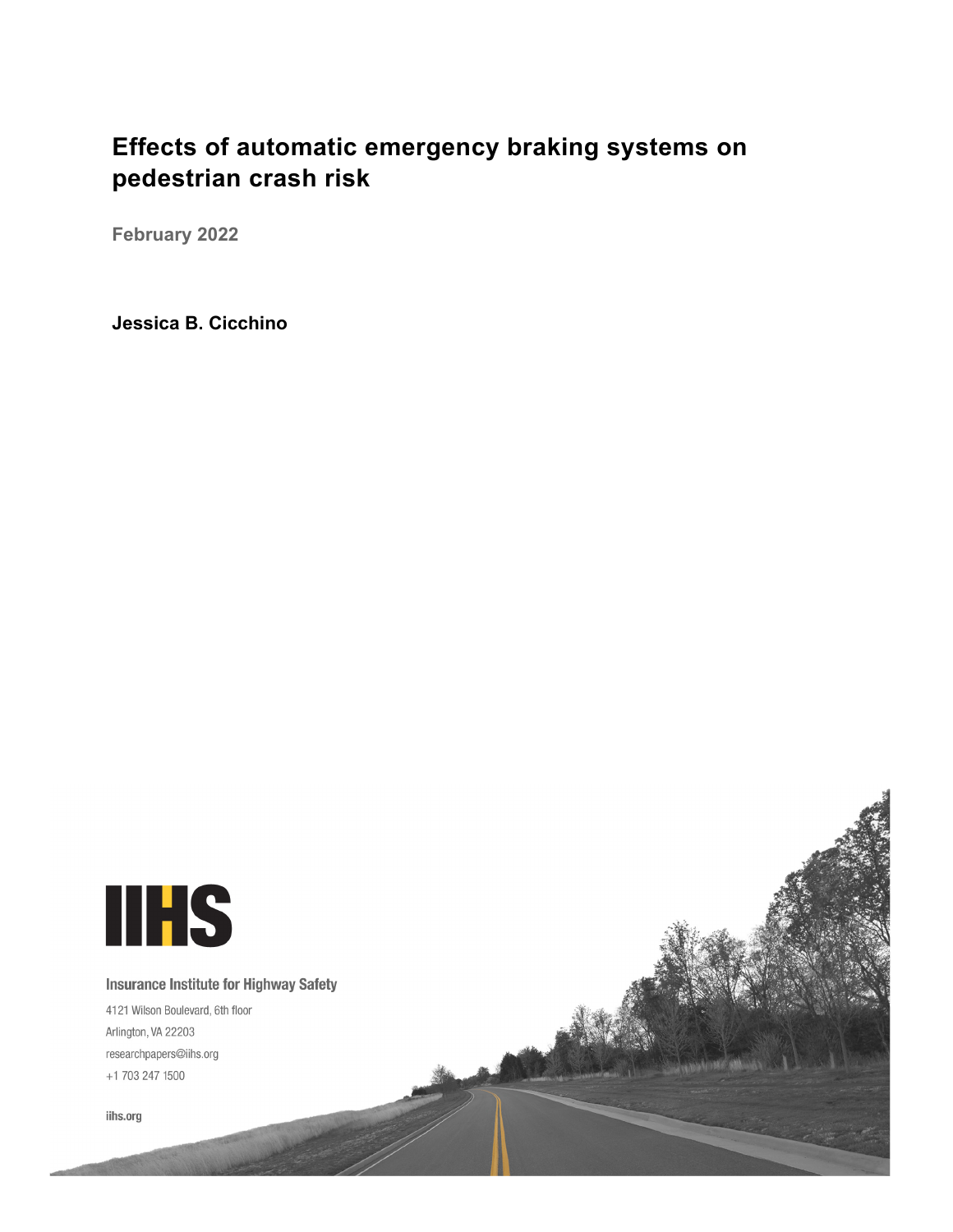# Effects of automatic emergency braking systems on pedestrian crash risk

**February 2022**

**Jessica B. Cicchino**

**Insurance Institute for Highway Safety**

4121 Wilson Boulevard, 6th floor

Arlington, VA 22203

researchpapers@iihs.org

+1 703 247 1500

iihs.org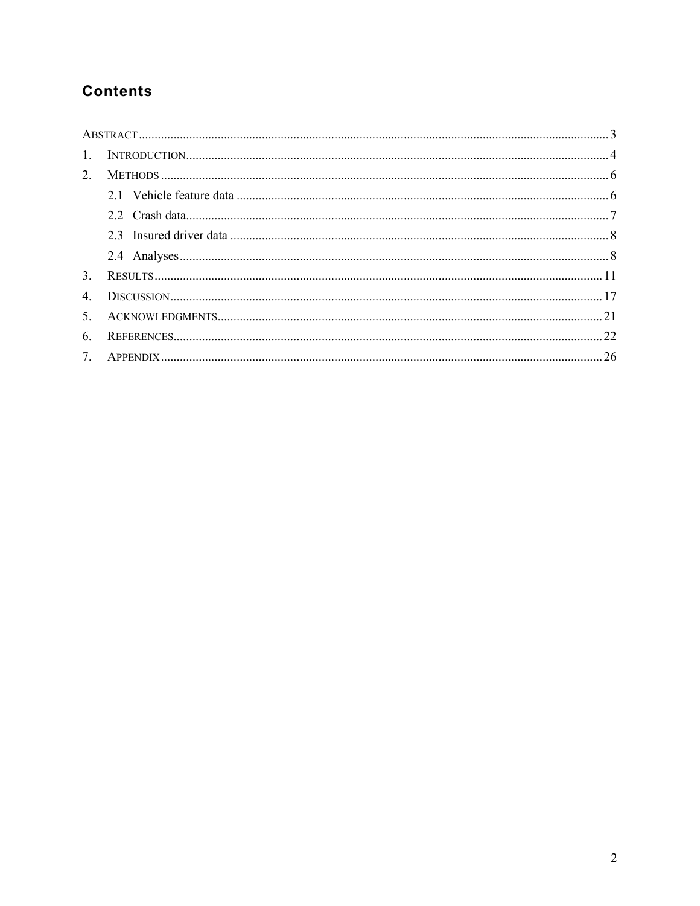## Contents

ABSTRACT .................................................................................................................................... 3

1. INTRODUCTION ..................................................................................................................... 4
2. METHODS ............................................................................................................................. 6
   - 2.1 Vehicle feature data ..................................................................................................... 6
   - 2.2 Crash data ..................................................................................................................... 7
   - 2.3 Insured driver data ....................................................................................................... 8
   - 2.4 Analyses ....................................................................................................................... 8
3. RESULTS ............................................................................................................................. 11
4. DISCUSSION ........................................................................................................................ 17
5. ACKNOWLEDGMENTS ......................................................................................................... 21
6. REFERENCES ....................................................................................................................... 22
7. APPENDIX ........................................................................................................................... 26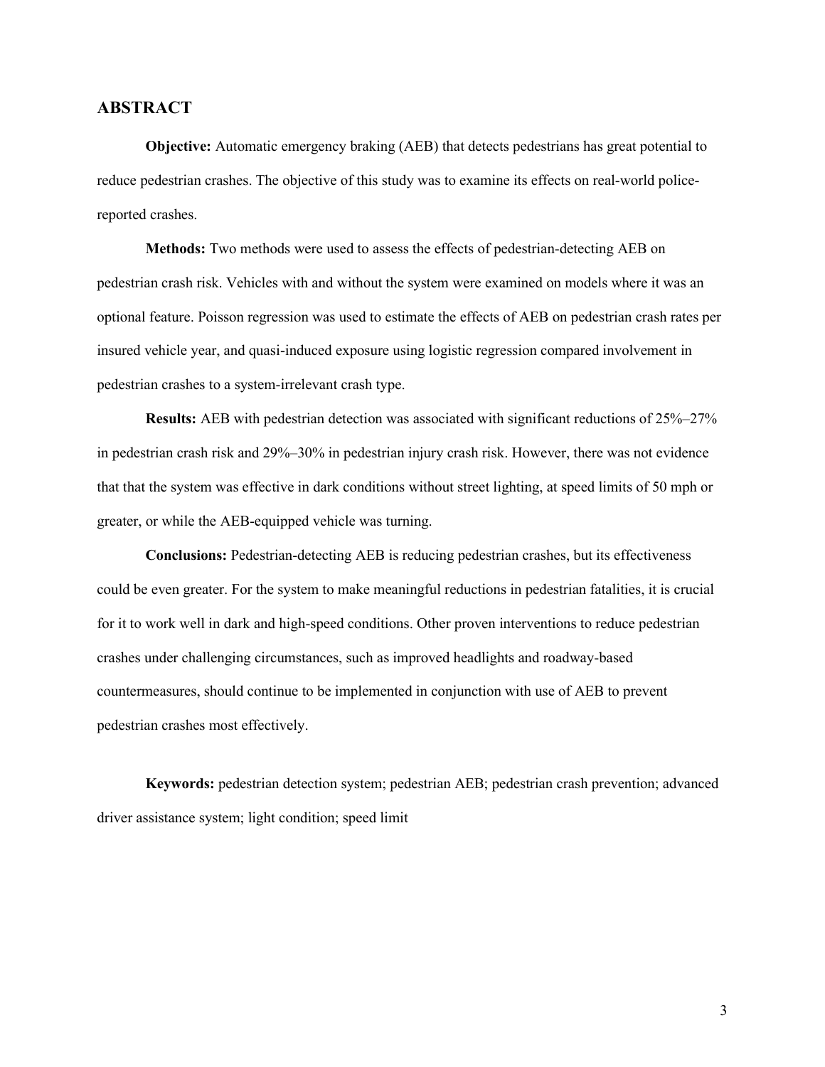## ABSTRACT

**Objective:** Automatic emergency braking (AEB) that detects pedestrians has great potential to reduce pedestrian crashes. The objective of this study was to examine its effects on real-world police-reported crashes.

**Methods:** Two methods were used to assess the effects of pedestrian-detecting AEB on pedestrian crash risk. Vehicles with and without the system were examined on models where it was an optional feature. Poisson regression was used to estimate the effects of AEB on pedestrian crash rates per insured vehicle year, and quasi-induced exposure using logistic regression compared involvement in pedestrian crashes to a system-irrelevant crash type.

**Results:** AEB with pedestrian detection was associated with significant reductions of 25%–27% in pedestrian crash risk and 29%–30% in pedestrian injury crash risk. However, there was not evidence that that the system was effective in dark conditions without street lighting, at speed limits of 50 mph or greater, or while the AEB-equipped vehicle was turning.

**Conclusions:** Pedestrian-detecting AEB is reducing pedestrian crashes, but its effectiveness could be even greater. For the system to make meaningful reductions in pedestrian fatalities, it is crucial for it to work well in dark and high-speed conditions. Other proven interventions to reduce pedestrian crashes under challenging circumstances, such as improved headlights and roadway-based countermeasures, should continue to be implemented in conjunction with use of AEB to prevent pedestrian crashes most effectively.

**Keywords:** pedestrian detection system; pedestrian AEB; pedestrian crash prevention; advanced driver assistance system; light condition; speed limit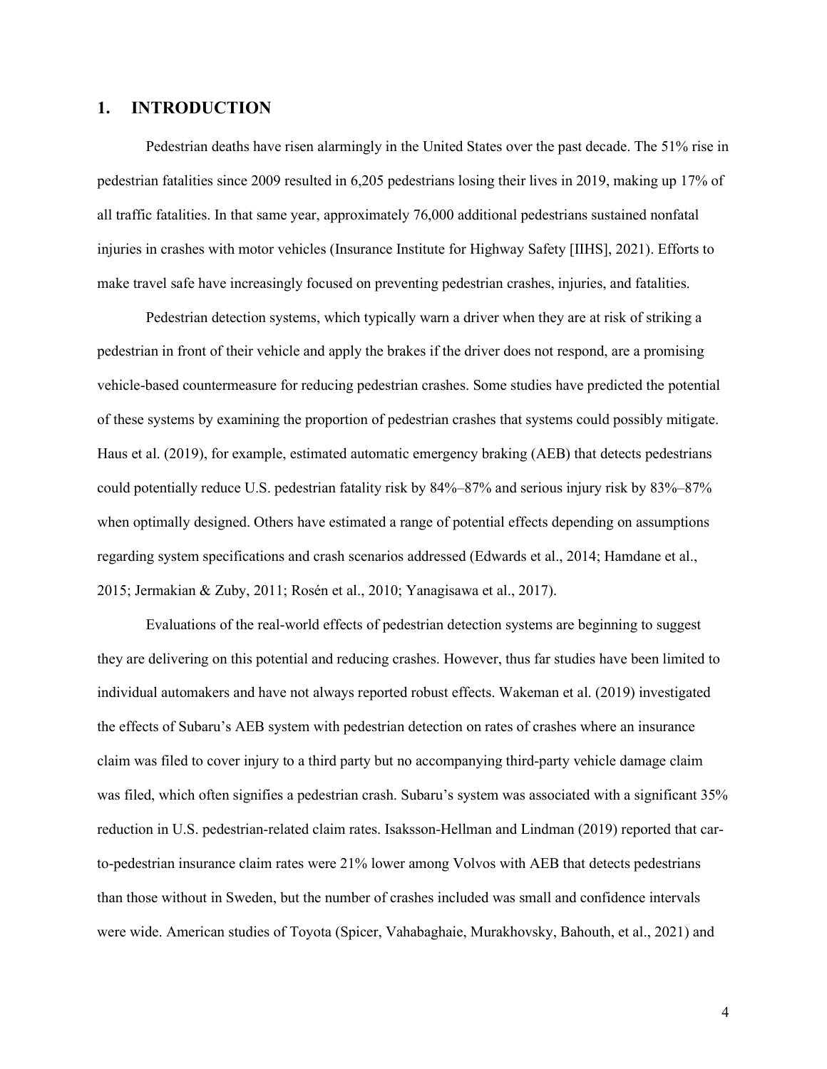## 1. INTRODUCTION

Pedestrian deaths have risen alarmingly in the United States over the past decade. The 51% rise in pedestrian fatalities since 2009 resulted in 6,205 pedestrians losing their lives in 2019, making up 17% of all traffic fatalities. In that same year, approximately 76,000 additional pedestrians sustained nonfatal injuries in crashes with motor vehicles (Insurance Institute for Highway Safety [IIHS], 2021). Efforts to make travel safe have increasingly focused on preventing pedestrian crashes, injuries, and fatalities.

Pedestrian detection systems, which typically warn a driver when they are at risk of striking a pedestrian in front of their vehicle and apply the brakes if the driver does not respond, are a promising vehicle-based countermeasure for reducing pedestrian crashes. Some studies have predicted the potential of these systems by examining the proportion of pedestrian crashes that systems could possibly mitigate. Haus et al. (2019), for example, estimated automatic emergency braking (AEB) that detects pedestrians could potentially reduce U.S. pedestrian fatality risk by 84%–87% and serious injury risk by 83%–87% when optimally designed. Others have estimated a range of potential effects depending on assumptions regarding system specifications and crash scenarios addressed (Edwards et al., 2014; Hamdane et al., 2015; Jermakian & Zuby, 2011; Rosén et al., 2010; Yanagisawa et al., 2017).

Evaluations of the real-world effects of pedestrian detection systems are beginning to suggest they are delivering on this potential and reducing crashes. However, thus far studies have been limited to individual automakers and have not always reported robust effects. Wakeman et al. (2019) investigated the effects of Subaru's AEB system with pedestrian detection on rates of crashes where an insurance claim was filed to cover injury to a third party but no accompanying third-party vehicle damage claim was filed, which often signifies a pedestrian crash. Subaru's system was associated with a significant 35% reduction in U.S. pedestrian-related claim rates. Isaksson-Hellman and Lindman (2019) reported that car-to-pedestrian insurance claim rates were 21% lower among Volvos with AEB that detects pedestrians than those without in Sweden, but the number of crashes included was small and confidence intervals were wide. American studies of Toyota (Spicer, Vahabaghaie, Murakhovsky, Bahouth, et al., 2021) and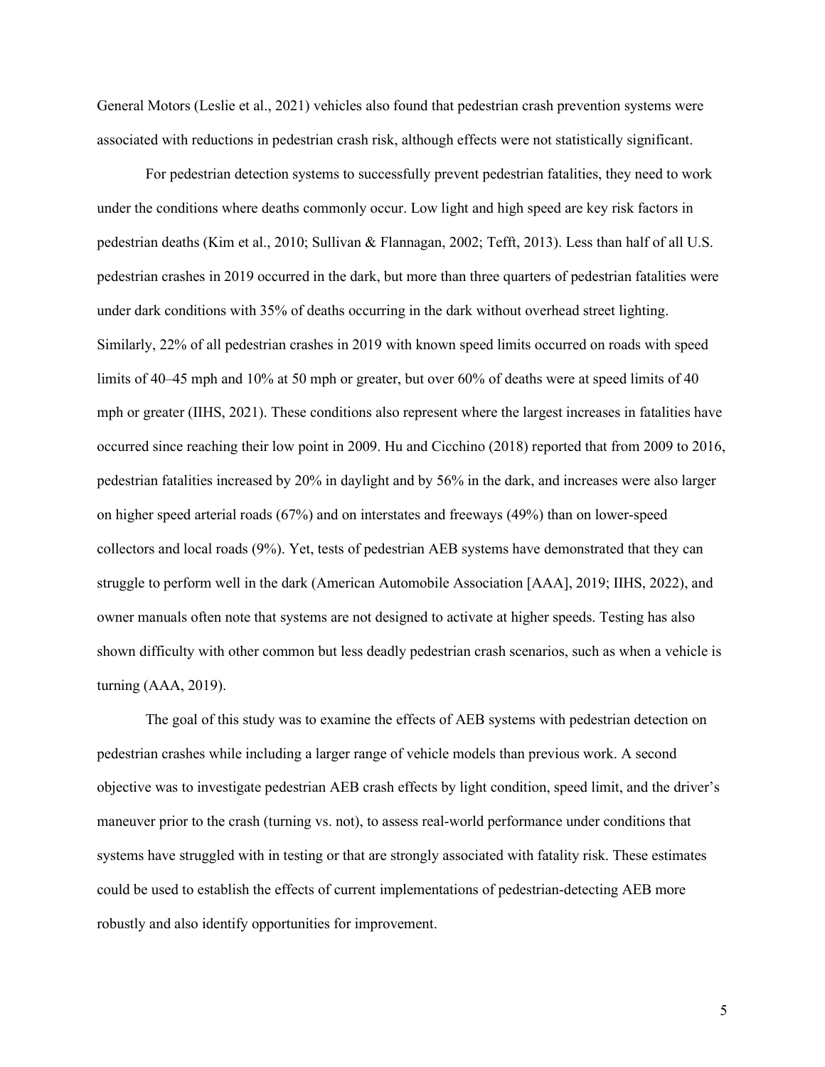General Motors (Leslie et al., 2021) vehicles also found that pedestrian crash prevention systems were associated with reductions in pedestrian crash risk, although effects were not statistically significant.

For pedestrian detection systems to successfully prevent pedestrian fatalities, they need to work under the conditions where deaths commonly occur. Low light and high speed are key risk factors in pedestrian deaths (Kim et al., 2010; Sullivan & Flannagan, 2002; Tefft, 2013). Less than half of all U.S. pedestrian crashes in 2019 occurred in the dark, but more than three quarters of pedestrian fatalities were under dark conditions with 35% of deaths occurring in the dark without overhead street lighting. Similarly, 22% of all pedestrian crashes in 2019 with known speed limits occurred on roads with speed limits of 40–45 mph and 10% at 50 mph or greater, but over 60% of deaths were at speed limits of 40 mph or greater (IIHS, 2021). These conditions also represent where the largest increases in fatalities have occurred since reaching their low point in 2009. Hu and Cicchino (2018) reported that from 2009 to 2016, pedestrian fatalities increased by 20% in daylight and by 56% in the dark, and increases were also larger on higher speed arterial roads (67%) and on interstates and freeways (49%) than on lower-speed collectors and local roads (9%). Yet, tests of pedestrian AEB systems have demonstrated that they can struggle to perform well in the dark (American Automobile Association [AAA], 2019; IIHS, 2022), and owner manuals often note that systems are not designed to activate at higher speeds. Testing has also shown difficulty with other common but less deadly pedestrian crash scenarios, such as when a vehicle is turning (AAA, 2019).

The goal of this study was to examine the effects of AEB systems with pedestrian detection on pedestrian crashes while including a larger range of vehicle models than previous work. A second objective was to investigate pedestrian AEB crash effects by light condition, speed limit, and the driver's maneuver prior to the crash (turning vs. not), to assess real-world performance under conditions that systems have struggled with in testing or that are strongly associated with fatality risk. These estimates could be used to establish the effects of current implementations of pedestrian-detecting AEB more robustly and also identify opportunities for improvement.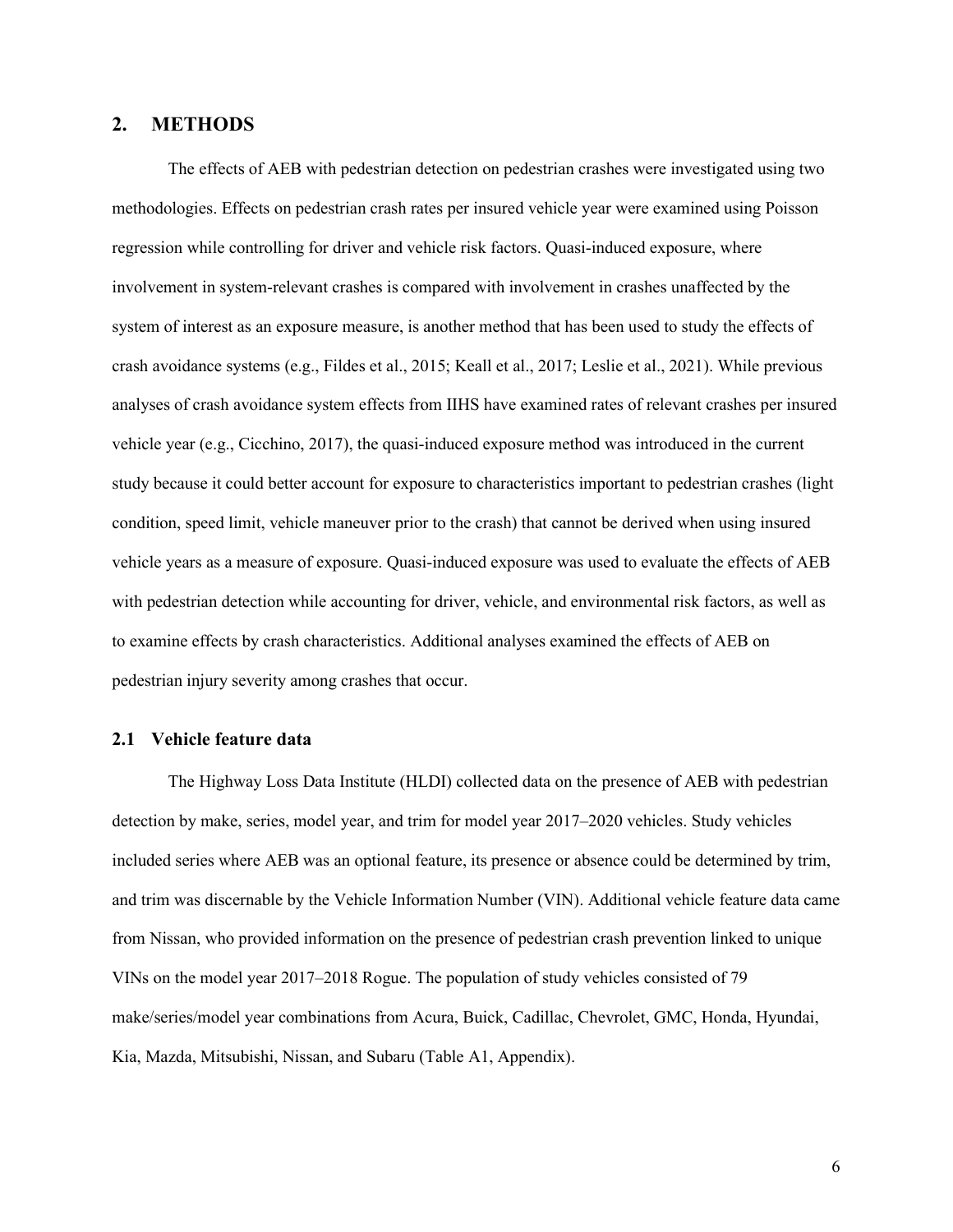## 2. METHODS

The effects of AEB with pedestrian detection on pedestrian crashes were investigated using two methodologies. Effects on pedestrian crash rates per insured vehicle year were examined using Poisson regression while controlling for driver and vehicle risk factors. Quasi-induced exposure, where involvement in system-relevant crashes is compared with involvement in crashes unaffected by the system of interest as an exposure measure, is another method that has been used to study the effects of crash avoidance systems (e.g., Fildes et al., 2015; Keall et al., 2017; Leslie et al., 2021). While previous analyses of crash avoidance system effects from IIHS have examined rates of relevant crashes per insured vehicle year (e.g., Cicchino, 2017), the quasi-induced exposure method was introduced in the current study because it could better account for exposure to characteristics important to pedestrian crashes (light condition, speed limit, vehicle maneuver prior to the crash) that cannot be derived when using insured vehicle years as a measure of exposure. Quasi-induced exposure was used to evaluate the effects of AEB with pedestrian detection while accounting for driver, vehicle, and environmental risk factors, as well as to examine effects by crash characteristics. Additional analyses examined the effects of AEB on pedestrian injury severity among crashes that occur.

### 2.1 Vehicle feature data

The Highway Loss Data Institute (HLDI) collected data on the presence of AEB with pedestrian detection by make, series, model year, and trim for model year 2017–2020 vehicles. Study vehicles included series where AEB was an optional feature, its presence or absence could be determined by trim, and trim was discernable by the Vehicle Information Number (VIN). Additional vehicle feature data came from Nissan, who provided information on the presence of pedestrian crash prevention linked to unique VINs on the model year 2017–2018 Rogue. The population of study vehicles consisted of 79 make/series/model year combinations from Acura, Buick, Cadillac, Chevrolet, GMC, Honda, Hyundai, Kia, Mazda, Mitsubishi, Nissan, and Subaru (Table A1, Appendix).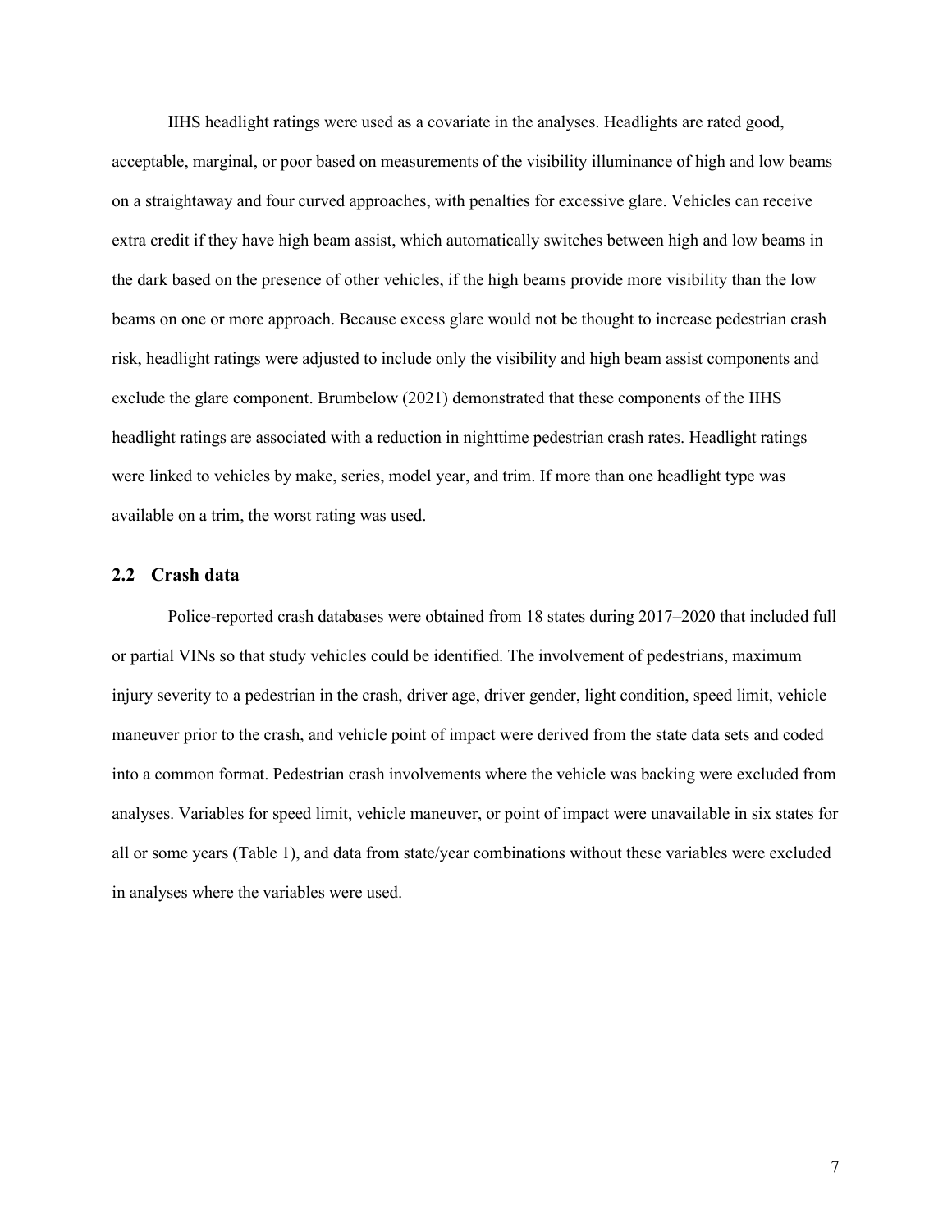IIHS headlight ratings were used as a covariate in the analyses. Headlights are rated good, acceptable, marginal, or poor based on measurements of the visibility illuminance of high and low beams on a straightaway and four curved approaches, with penalties for excessive glare. Vehicles can receive extra credit if they have high beam assist, which automatically switches between high and low beams in the dark based on the presence of other vehicles, if the high beams provide more visibility than the low beams on one or more approach. Because excess glare would not be thought to increase pedestrian crash risk, headlight ratings were adjusted to include only the visibility and high beam assist components and exclude the glare component. Brumbelow (2021) demonstrated that these components of the IIHS headlight ratings are associated with a reduction in nighttime pedestrian crash rates. Headlight ratings were linked to vehicles by make, series, model year, and trim. If more than one headlight type was available on a trim, the worst rating was used.

## 2.2 Crash data

Police-reported crash databases were obtained from 18 states during 2017–2020 that included full or partial VINs so that study vehicles could be identified. The involvement of pedestrians, maximum injury severity to a pedestrian in the crash, driver age, driver gender, light condition, speed limit, vehicle maneuver prior to the crash, and vehicle point of impact were derived from the state data sets and coded into a common format. Pedestrian crash involvements where the vehicle was backing were excluded from analyses. Variables for speed limit, vehicle maneuver, or point of impact were unavailable in six states for all or some years (Table 1), and data from state/year combinations without these variables were excluded in analyses where the variables were used.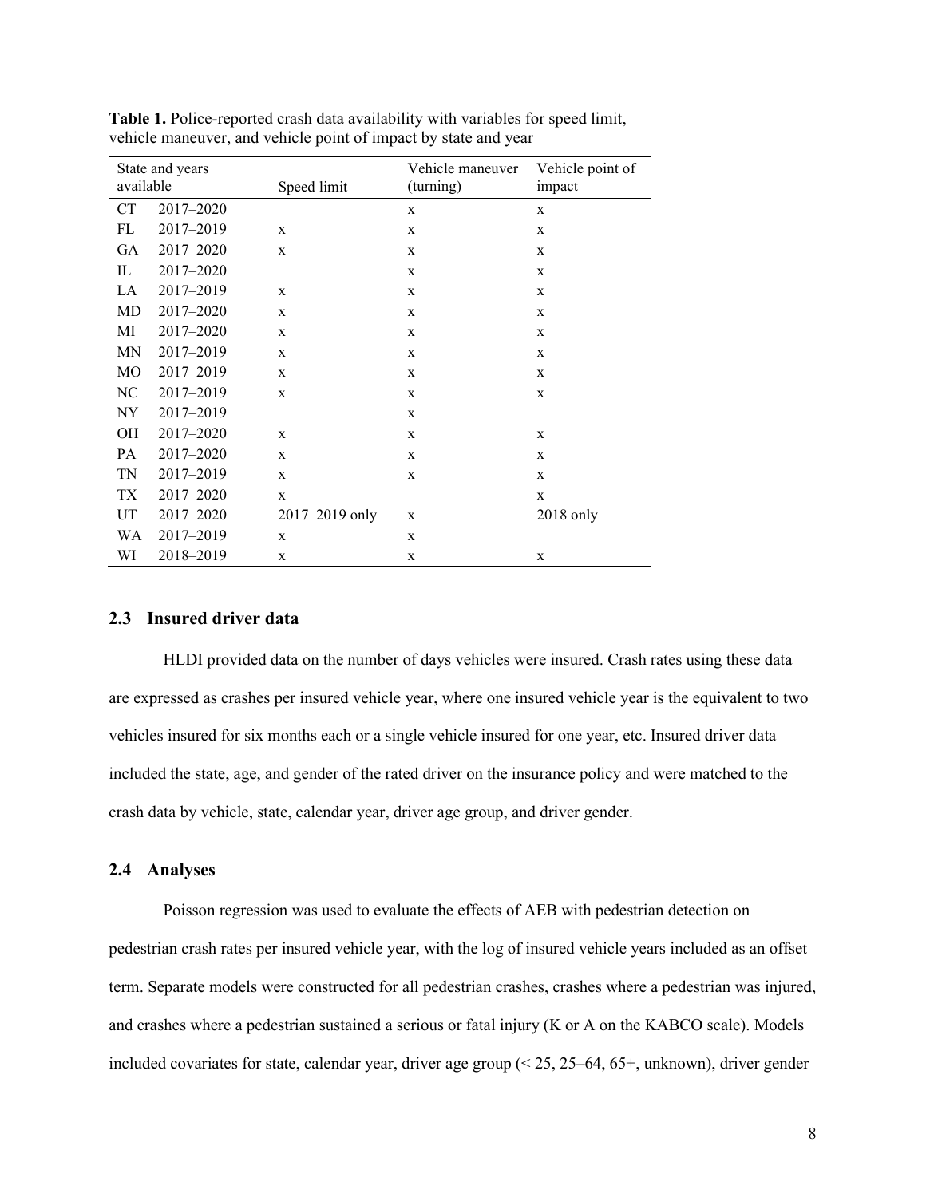**Table 1.** Police-reported crash data availability with variables for speed limit, vehicle maneuver, and vehicle point of impact by state and year

| State and years available | | Speed limit | Vehicle maneuver (turning) | Vehicle point of impact |
|---|---|---|---|---|
| CT | 2017–2020 | | x | x |
| FL | 2017–2019 | x | x | x |
| GA | 2017–2020 | x | x | x |
| IL | 2017–2020 | | x | x |
| LA | 2017–2019 | x | x | x |
| MD | 2017–2020 | x | x | x |
| MI | 2017–2020 | x | x | x |
| MN | 2017–2019 | x | x | x |
| MO | 2017–2019 | x | x | x |
| NC | 2017–2019 | x | x | x |
| NY | 2017–2019 | | x | |
| OH | 2017–2020 | x | x | x |
| PA | 2017–2020 | x | x | x |
| TN | 2017–2019 | x | x | x |
| TX | 2017–2020 | x | | x |
| UT | 2017–2020 | 2017–2019 only | x | 2018 only |
| WA | 2017–2019 | x | x | |
| WI | 2018–2019 | x | x | x |

## 2.3 Insured driver data

HLDI provided data on the number of days vehicles were insured. Crash rates using these data are expressed as crashes per insured vehicle year, where one insured vehicle year is the equivalent to two vehicles insured for six months each or a single vehicle insured for one year, etc. Insured driver data included the state, age, and gender of the rated driver on the insurance policy and were matched to the crash data by vehicle, state, calendar year, driver age group, and driver gender.

## 2.4 Analyses

Poisson regression was used to evaluate the effects of AEB with pedestrian detection on pedestrian crash rates per insured vehicle year, with the log of insured vehicle years included as an offset term. Separate models were constructed for all pedestrian crashes, crashes where a pedestrian was injured, and crashes where a pedestrian sustained a serious or fatal injury (K or A on the KABCO scale). Models included covariates for state, calendar year, driver age group (< 25, 25–64, 65+, unknown), driver gender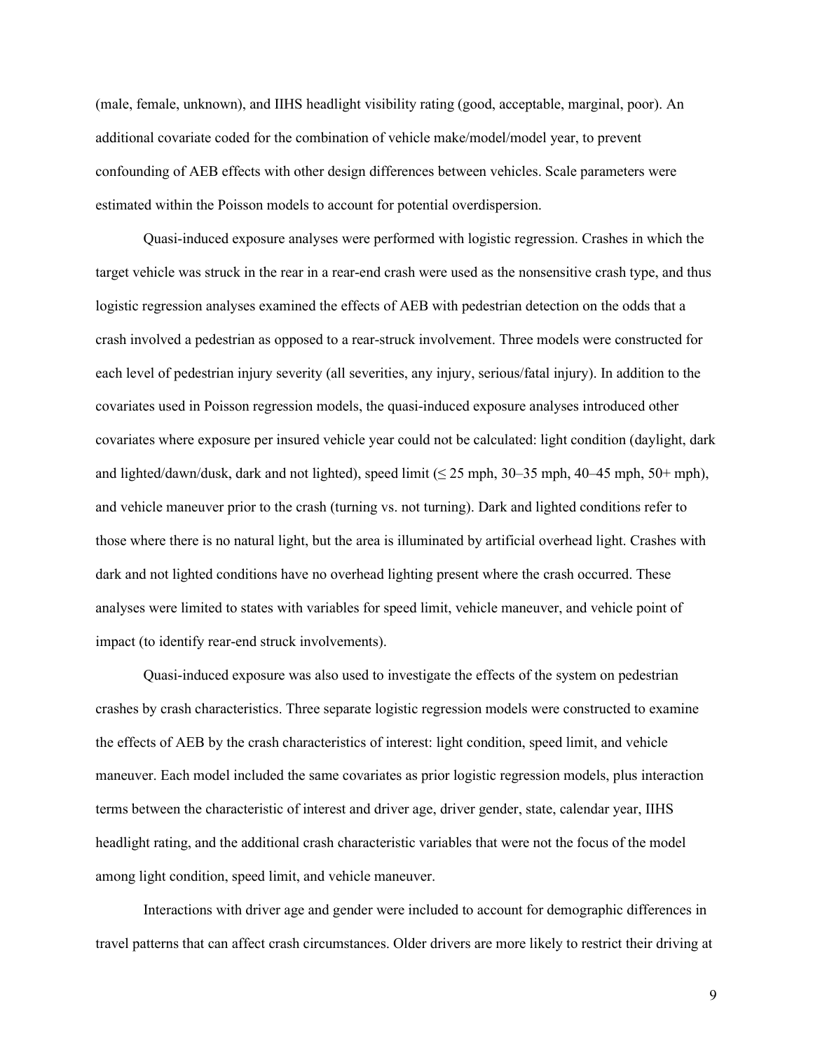(male, female, unknown), and IIHS headlight visibility rating (good, acceptable, marginal, poor). An additional covariate coded for the combination of vehicle make/model/model year, to prevent confounding of AEB effects with other design differences between vehicles. Scale parameters were estimated within the Poisson models to account for potential overdispersion.

Quasi-induced exposure analyses were performed with logistic regression. Crashes in which the target vehicle was struck in the rear in a rear-end crash were used as the nonsensitive crash type, and thus logistic regression analyses examined the effects of AEB with pedestrian detection on the odds that a crash involved a pedestrian as opposed to a rear-struck involvement. Three models were constructed for each level of pedestrian injury severity (all severities, any injury, serious/fatal injury). In addition to the covariates used in Poisson regression models, the quasi-induced exposure analyses introduced other covariates where exposure per insured vehicle year could not be calculated: light condition (daylight, dark and lighted/dawn/dusk, dark and not lighted), speed limit (≤ 25 mph, 30–35 mph, 40–45 mph, 50+ mph), and vehicle maneuver prior to the crash (turning vs. not turning). Dark and lighted conditions refer to those where there is no natural light, but the area is illuminated by artificial overhead light. Crashes with dark and not lighted conditions have no overhead lighting present where the crash occurred. These analyses were limited to states with variables for speed limit, vehicle maneuver, and vehicle point of impact (to identify rear-end struck involvements).

Quasi-induced exposure was also used to investigate the effects of the system on pedestrian crashes by crash characteristics. Three separate logistic regression models were constructed to examine the effects of AEB by the crash characteristics of interest: light condition, speed limit, and vehicle maneuver. Each model included the same covariates as prior logistic regression models, plus interaction terms between the characteristic of interest and driver age, driver gender, state, calendar year, IIHS headlight rating, and the additional crash characteristic variables that were not the focus of the model among light condition, speed limit, and vehicle maneuver.

Interactions with driver age and gender were included to account for demographic differences in travel patterns that can affect crash circumstances. Older drivers are more likely to restrict their driving at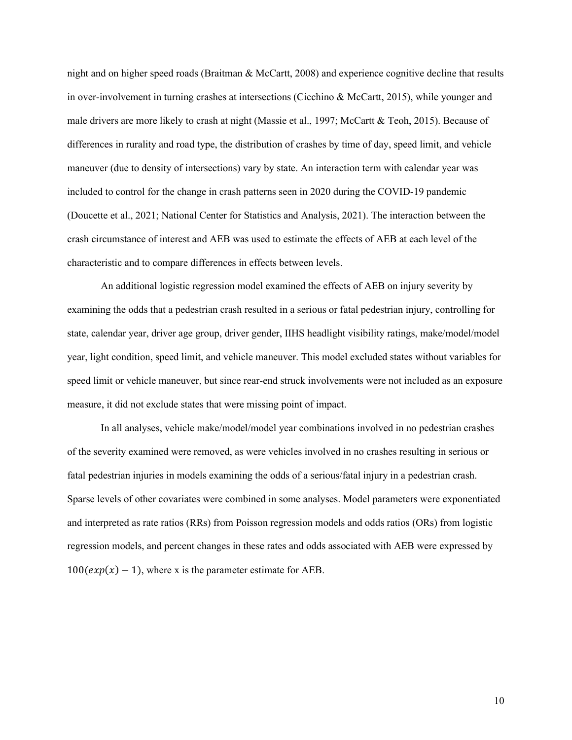night and on higher speed roads (Braitman & McCartt, 2008) and experience cognitive decline that results in over-involvement in turning crashes at intersections (Cicchino & McCartt, 2015), while younger and male drivers are more likely to crash at night (Massie et al., 1997; McCartt & Teoh, 2015). Because of differences in rurality and road type, the distribution of crashes by time of day, speed limit, and vehicle maneuver (due to density of intersections) vary by state. An interaction term with calendar year was included to control for the change in crash patterns seen in 2020 during the COVID-19 pandemic (Doucette et al., 2021; National Center for Statistics and Analysis, 2021). The interaction between the crash circumstance of interest and AEB was used to estimate the effects of AEB at each level of the characteristic and to compare differences in effects between levels.

An additional logistic regression model examined the effects of AEB on injury severity by examining the odds that a pedestrian crash resulted in a serious or fatal pedestrian injury, controlling for state, calendar year, driver age group, driver gender, IIHS headlight visibility ratings, make/model/model year, light condition, speed limit, and vehicle maneuver. This model excluded states without variables for speed limit or vehicle maneuver, but since rear-end struck involvements were not included as an exposure measure, it did not exclude states that were missing point of impact.

In all analyses, vehicle make/model/model year combinations involved in no pedestrian crashes of the severity examined were removed, as were vehicles involved in no crashes resulting in serious or fatal pedestrian injuries in models examining the odds of a serious/fatal injury in a pedestrian crash. Sparse levels of other covariates were combined in some analyses. Model parameters were exponentiated and interpreted as rate ratios (RRs) from Poisson regression models and odds ratios (ORs) from logistic regression models, and percent changes in these rates and odds associated with AEB were expressed by $100(exp(x) - 1)$, where x is the parameter estimate for AEB.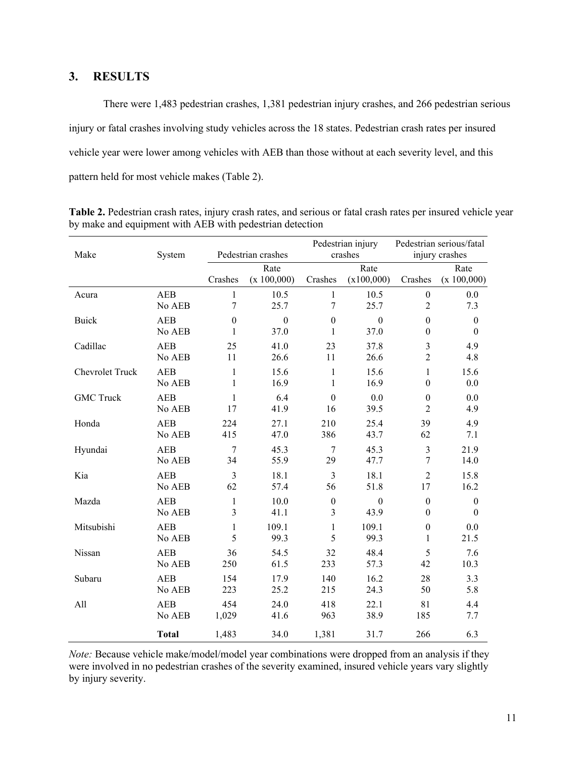## 3. RESULTS

There were 1,483 pedestrian crashes, 1,381 pedestrian injury crashes, and 266 pedestrian serious injury or fatal crashes involving study vehicles across the 18 states. Pedestrian crash rates per insured vehicle year were lower among vehicles with AEB than those without at each severity level, and this pattern held for most vehicle makes (Table 2).

**Table 2.** Pedestrian crash rates, injury crash rates, and serious or fatal crash rates per insured vehicle year by make and equipment with AEB with pedestrian detection

| Make | System | Pedestrian crashes | | Pedestrian injury crashes | | Pedestrian serious/fatal injury crashes | |
|---|---|---|---|---|---|---|---|
| | | Crashes | Rate (x 100,000) | Crashes | Rate (x100,000) | Crashes | Rate (x 100,000) |
| Acura | AEB | 1 | 10.5 | 1 | 10.5 | 0 | 0.0 |
| | No AEB | 7 | 25.7 | 7 | 25.7 | 2 | 7.3 |
| Buick | AEB | 0 | 0 | 0 | 0 | 0 | 0 |
| | No AEB | 1 | 37.0 | 1 | 37.0 | 0 | 0 |
| Cadillac | AEB | 25 | 41.0 | 23 | 37.8 | 3 | 4.9 |
| | No AEB | 11 | 26.6 | 11 | 26.6 | 2 | 4.8 |
| Chevrolet Truck | AEB | 1 | 15.6 | 1 | 15.6 | 1 | 15.6 |
| | No AEB | 1 | 16.9 | 1 | 16.9 | 0 | 0.0 |
| GMC Truck | AEB | 1 | 6.4 | 0 | 0.0 | 0 | 0.0 |
| | No AEB | 17 | 41.9 | 16 | 39.5 | 2 | 4.9 |
| Honda | AEB | 224 | 27.1 | 210 | 25.4 | 39 | 4.9 |
| | No AEB | 415 | 47.0 | 386 | 43.7 | 62 | 7.1 |
| Hyundai | AEB | 7 | 45.3 | 7 | 45.3 | 3 | 21.9 |
| | No AEB | 34 | 55.9 | 29 | 47.7 | 7 | 14.0 |
| Kia | AEB | 3 | 18.1 | 3 | 18.1 | 2 | 15.8 |
| | No AEB | 62 | 57.4 | 56 | 51.8 | 17 | 16.2 |
| Mazda | AEB | 1 | 10.0 | 0 | 0 | 0 | 0 |
| | No AEB | 3 | 41.1 | 3 | 43.9 | 0 | 0 |
| Mitsubishi | AEB | 1 | 109.1 | 1 | 109.1 | 0 | 0.0 |
| | No AEB | 5 | 99.3 | 5 | 99.3 | 1 | 21.5 |
| Nissan | AEB | 36 | 54.5 | 32 | 48.4 | 5 | 7.6 |
| | No AEB | 250 | 61.5 | 233 | 57.3 | 42 | 10.3 |
| Subaru | AEB | 154 | 17.9 | 140 | 16.2 | 28 | 3.3 |
| | No AEB | 223 | 25.2 | 215 | 24.3 | 50 | 5.8 |
| All | AEB | 454 | 24.0 | 418 | 22.1 | 81 | 4.4 |
| | No AEB | 1,029 | 41.6 | 963 | 38.9 | 185 | 7.7 |
| | **Total** | 1,483 | 34.0 | 1,381 | 31.7 | 266 | 6.3 |

*Note:* Because vehicle make/model/model year combinations were dropped from an analysis if they were involved in no pedestrian crashes of the severity examined, insured vehicle years vary slightly by injury severity.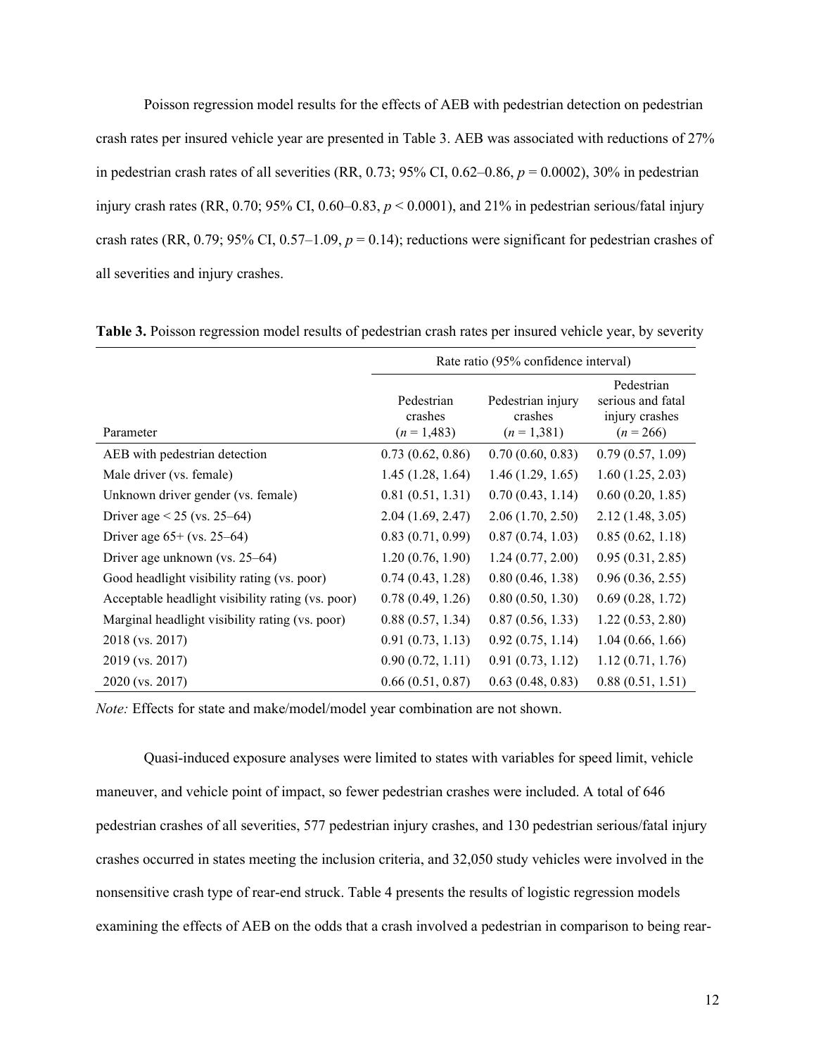Poisson regression model results for the effects of AEB with pedestrian detection on pedestrian crash rates per insured vehicle year are presented in Table 3. AEB was associated with reductions of 27% in pedestrian crash rates of all severities (RR, 0.73; 95% CI, 0.62–0.86, $p = 0.0002$), 30% in pedestrian injury crash rates (RR, 0.70; 95% CI, 0.60–0.83, $p < 0.0001$), and 21% in pedestrian serious/fatal injury crash rates (RR, 0.79; 95% CI, 0.57–1.09, $p = 0.14$); reductions were significant for pedestrian crashes of all severities and injury crashes.

**Table 3.** Poisson regression model results of pedestrian crash rates per insured vehicle year, by severity

| | Rate ratio (95% confidence interval) | | |
|---|---|---|---|
| Parameter | Pedestrian crashes ($n$ = 1,483) | Pedestrian injury crashes ($n$ = 1,381) | Pedestrian serious and fatal injury crashes ($n$ = 266) |
| AEB with pedestrian detection | 0.73 (0.62, 0.86) | 0.70 (0.60, 0.83) | 0.79 (0.57, 1.09) |
| Male driver (vs. female) | 1.45 (1.28, 1.64) | 1.46 (1.29, 1.65) | 1.60 (1.25, 2.03) |
| Unknown driver gender (vs. female) | 0.81 (0.51, 1.31) | 0.70 (0.43, 1.14) | 0.60 (0.20, 1.85) |
| Driver age < 25 (vs. 25–64) | 2.04 (1.69, 2.47) | 2.06 (1.70, 2.50) | 2.12 (1.48, 3.05) |
| Driver age 65+ (vs. 25–64) | 0.83 (0.71, 0.99) | 0.87 (0.74, 1.03) | 0.85 (0.62, 1.18) |
| Driver age unknown (vs. 25–64) | 1.20 (0.76, 1.90) | 1.24 (0.77, 2.00) | 0.95 (0.31, 2.85) |
| Good headlight visibility rating (vs. poor) | 0.74 (0.43, 1.28) | 0.80 (0.46, 1.38) | 0.96 (0.36, 2.55) |
| Acceptable headlight visibility rating (vs. poor) | 0.78 (0.49, 1.26) | 0.80 (0.50, 1.30) | 0.69 (0.28, 1.72) |
| Marginal headlight visibility rating (vs. poor) | 0.88 (0.57, 1.34) | 0.87 (0.56, 1.33) | 1.22 (0.53, 2.80) |
| 2018 (vs. 2017) | 0.91 (0.73, 1.13) | 0.92 (0.75, 1.14) | 1.04 (0.66, 1.66) |
| 2019 (vs. 2017) | 0.90 (0.72, 1.11) | 0.91 (0.73, 1.12) | 1.12 (0.71, 1.76) |
| 2020 (vs. 2017) | 0.66 (0.51, 0.87) | 0.63 (0.48, 0.83) | 0.88 (0.51, 1.51) |

*Note:* Effects for state and make/model/model year combination are not shown.

Quasi-induced exposure analyses were limited to states with variables for speed limit, vehicle maneuver, and vehicle point of impact, so fewer pedestrian crashes were included. A total of 646 pedestrian crashes of all severities, 577 pedestrian injury crashes, and 130 pedestrian serious/fatal injury crashes occurred in states meeting the inclusion criteria, and 32,050 study vehicles were involved in the nonsensitive crash type of rear-end struck. Table 4 presents the results of logistic regression models examining the effects of AEB on the odds that a crash involved a pedestrian in comparison to being rear-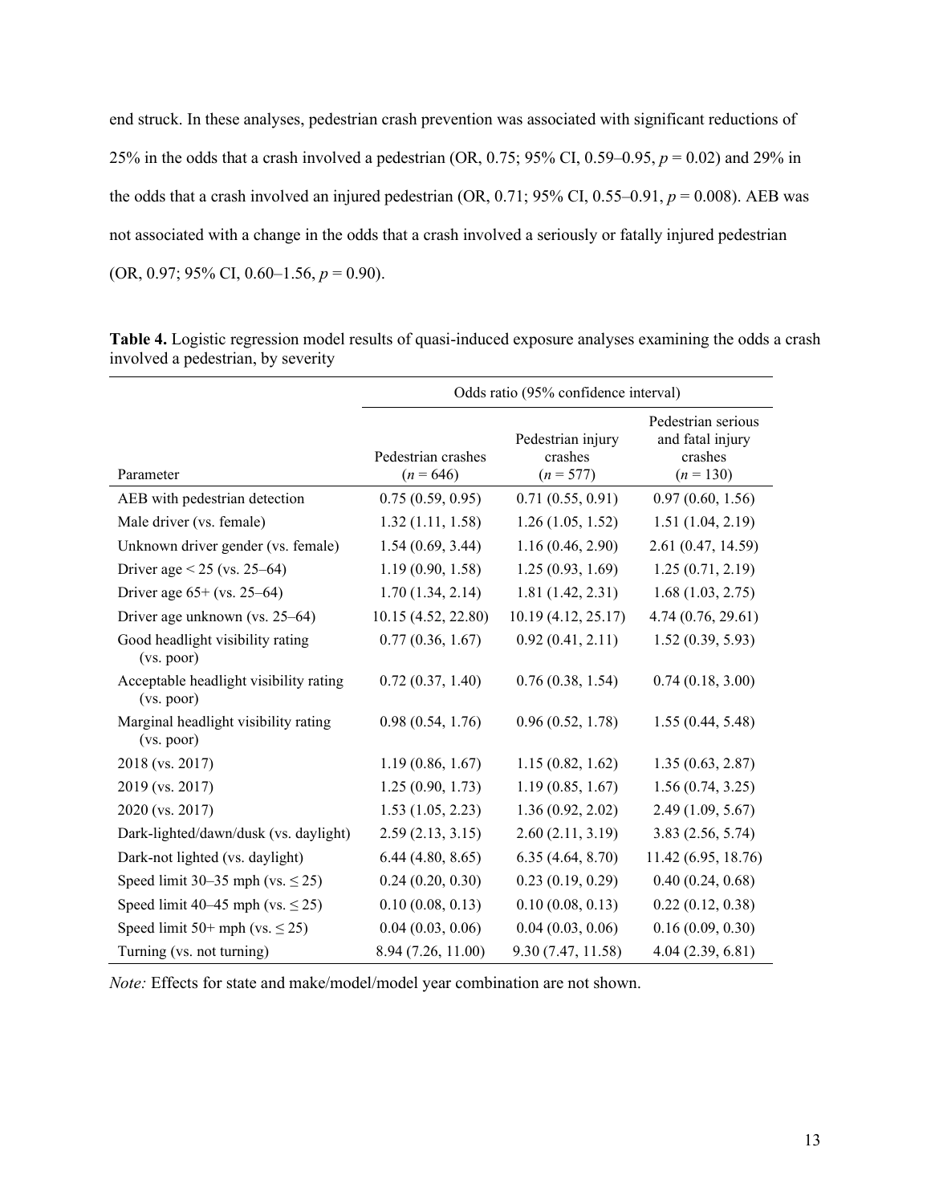end struck. In these analyses, pedestrian crash prevention was associated with significant reductions of 25% in the odds that a crash involved a pedestrian (OR, 0.75; 95% CI, 0.59–0.95, $p = 0.02$) and 29% in the odds that a crash involved an injured pedestrian (OR, 0.71; 95% CI, 0.55–0.91, $p = 0.008$). AEB was not associated with a change in the odds that a crash involved a seriously or fatally injured pedestrian (OR, 0.97; 95% CI, 0.60–1.56, $p = 0.90$).

**Table 4.** Logistic regression model results of quasi-induced exposure analyses examining the odds a crash involved a pedestrian, by severity

| | Odds ratio (95% confidence interval) | | |
|---|---|---|---|
| Parameter | Pedestrian crashes ($n = 646$) | Pedestrian injury crashes ($n = 577$) | Pedestrian serious and fatal injury crashes ($n = 130$) |
| AEB with pedestrian detection | 0.75 (0.59, 0.95) | 0.71 (0.55, 0.91) | 0.97 (0.60, 1.56) |
| Male driver (vs. female) | 1.32 (1.11, 1.58) | 1.26 (1.05, 1.52) | 1.51 (1.04, 2.19) |
| Unknown driver gender (vs. female) | 1.54 (0.69, 3.44) | 1.16 (0.46, 2.90) | 2.61 (0.47, 14.59) |
| Driver age < 25 (vs. 25–64) | 1.19 (0.90, 1.58) | 1.25 (0.93, 1.69) | 1.25 (0.71, 2.19) |
| Driver age 65+ (vs. 25–64) | 1.70 (1.34, 2.14) | 1.81 (1.42, 2.31) | 1.68 (1.03, 2.75) |
| Driver age unknown (vs. 25–64) | 10.15 (4.52, 22.80) | 10.19 (4.12, 25.17) | 4.74 (0.76, 29.61) |
| Good headlight visibility rating (vs. poor) | 0.77 (0.36, 1.67) | 0.92 (0.41, 2.11) | 1.52 (0.39, 5.93) |
| Acceptable headlight visibility rating (vs. poor) | 0.72 (0.37, 1.40) | 0.76 (0.38, 1.54) | 0.74 (0.18, 3.00) |
| Marginal headlight visibility rating (vs. poor) | 0.98 (0.54, 1.76) | 0.96 (0.52, 1.78) | 1.55 (0.44, 5.48) |
| 2018 (vs. 2017) | 1.19 (0.86, 1.67) | 1.15 (0.82, 1.62) | 1.35 (0.63, 2.87) |
| 2019 (vs. 2017) | 1.25 (0.90, 1.73) | 1.19 (0.85, 1.67) | 1.56 (0.74, 3.25) |
| 2020 (vs. 2017) | 1.53 (1.05, 2.23) | 1.36 (0.92, 2.02) | 2.49 (1.09, 5.67) |
| Dark-lighted/dawn/dusk (vs. daylight) | 2.59 (2.13, 3.15) | 2.60 (2.11, 3.19) | 3.83 (2.56, 5.74) |
| Dark-not lighted (vs. daylight) | 6.44 (4.80, 8.65) | 6.35 (4.64, 8.70) | 11.42 (6.95, 18.76) |
| Speed limit 30–35 mph (vs. ≤ 25) | 0.24 (0.20, 0.30) | 0.23 (0.19, 0.29) | 0.40 (0.24, 0.68) |
| Speed limit 40–45 mph (vs. ≤ 25) | 0.10 (0.08, 0.13) | 0.10 (0.08, 0.13) | 0.22 (0.12, 0.38) |
| Speed limit 50+ mph (vs. ≤ 25) | 0.04 (0.03, 0.06) | 0.04 (0.03, 0.06) | 0.16 (0.09, 0.30) |
| Turning (vs. not turning) | 8.94 (7.26, 11.00) | 9.30 (7.47, 11.58) | 4.04 (2.39, 6.81) |

*Note:* Effects for state and make/model/model year combination are not shown.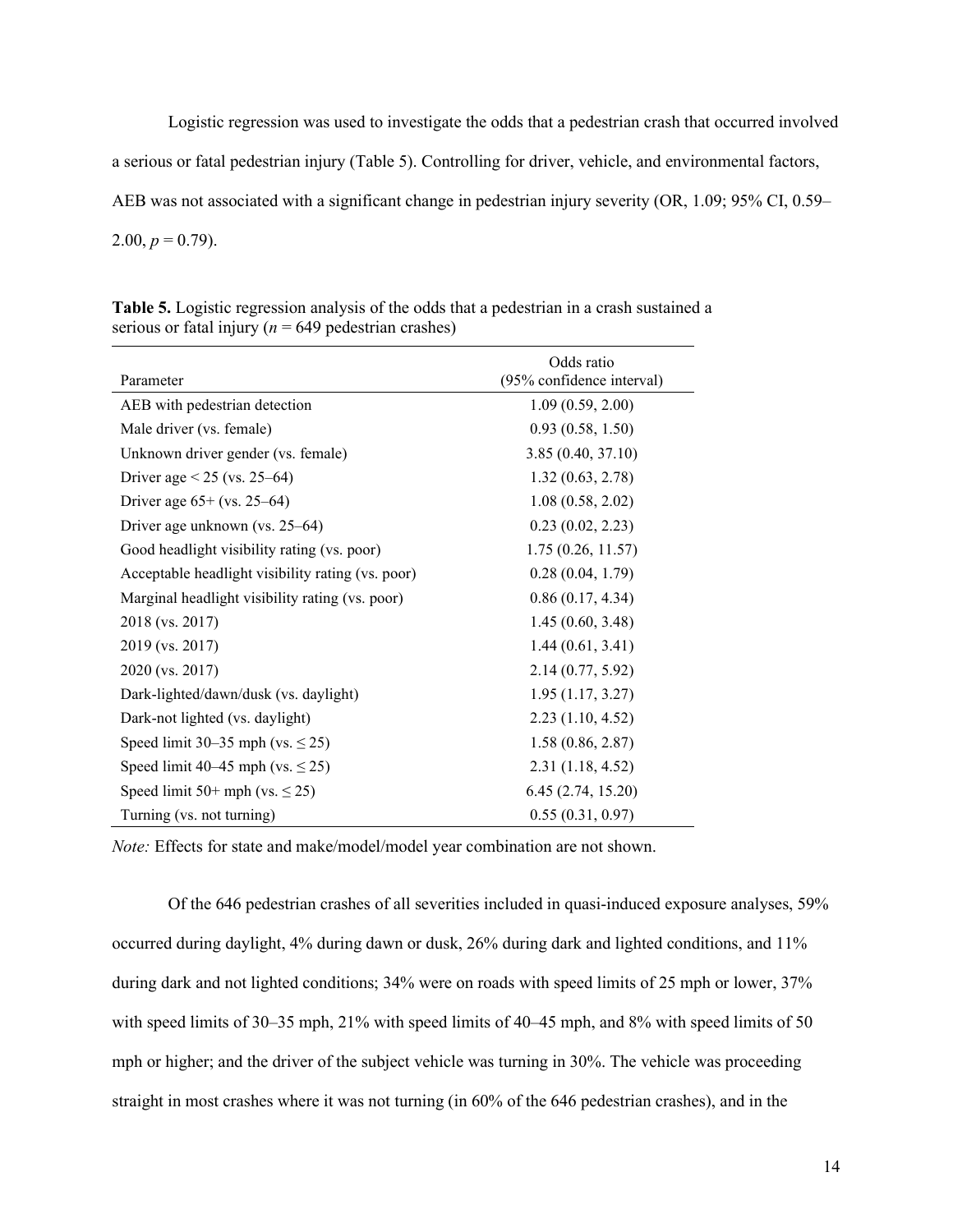Logistic regression was used to investigate the odds that a pedestrian crash that occurred involved a serious or fatal pedestrian injury (Table 5). Controlling for driver, vehicle, and environmental factors, AEB was not associated with a significant change in pedestrian injury severity (OR, 1.09; 95% CI, 0.59–2.00, $p = 0.79$).

**Table 5.** Logistic regression analysis of the odds that a pedestrian in a crash sustained a serious or fatal injury ($n = 649$ pedestrian crashes)

| Parameter | Odds ratio (95% confidence interval) |
|---|---|
| AEB with pedestrian detection | 1.09 (0.59, 2.00) |
| Male driver (vs. female) | 0.93 (0.58, 1.50) |
| Unknown driver gender (vs. female) | 3.85 (0.40, 37.10) |
| Driver age < 25 (vs. 25–64) | 1.32 (0.63, 2.78) |
| Driver age 65+ (vs. 25–64) | 1.08 (0.58, 2.02) |
| Driver age unknown (vs. 25–64) | 0.23 (0.02, 2.23) |
| Good headlight visibility rating (vs. poor) | 1.75 (0.26, 11.57) |
| Acceptable headlight visibility rating (vs. poor) | 0.28 (0.04, 1.79) |
| Marginal headlight visibility rating (vs. poor) | 0.86 (0.17, 4.34) |
| 2018 (vs. 2017) | 1.45 (0.60, 3.48) |
| 2019 (vs. 2017) | 1.44 (0.61, 3.41) |
| 2020 (vs. 2017) | 2.14 (0.77, 5.92) |
| Dark-lighted/dawn/dusk (vs. daylight) | 1.95 (1.17, 3.27) |
| Dark-not lighted (vs. daylight) | 2.23 (1.10, 4.52) |
| Speed limit 30–35 mph (vs. ≤ 25) | 1.58 (0.86, 2.87) |
| Speed limit 40–45 mph (vs. ≤ 25) | 2.31 (1.18, 4.52) |
| Speed limit 50+ mph (vs. ≤ 25) | 6.45 (2.74, 15.20) |
| Turning (vs. not turning) | 0.55 (0.31, 0.97) |

*Note:* Effects for state and make/model/model year combination are not shown.

Of the 646 pedestrian crashes of all severities included in quasi-induced exposure analyses, 59% occurred during daylight, 4% during dawn or dusk, 26% during dark and lighted conditions, and 11% during dark and not lighted conditions; 34% were on roads with speed limits of 25 mph or lower, 37% with speed limits of 30–35 mph, 21% with speed limits of 40–45 mph, and 8% with speed limits of 50 mph or higher; and the driver of the subject vehicle was turning in 30%. The vehicle was proceeding straight in most crashes where it was not turning (in 60% of the 646 pedestrian crashes), and in the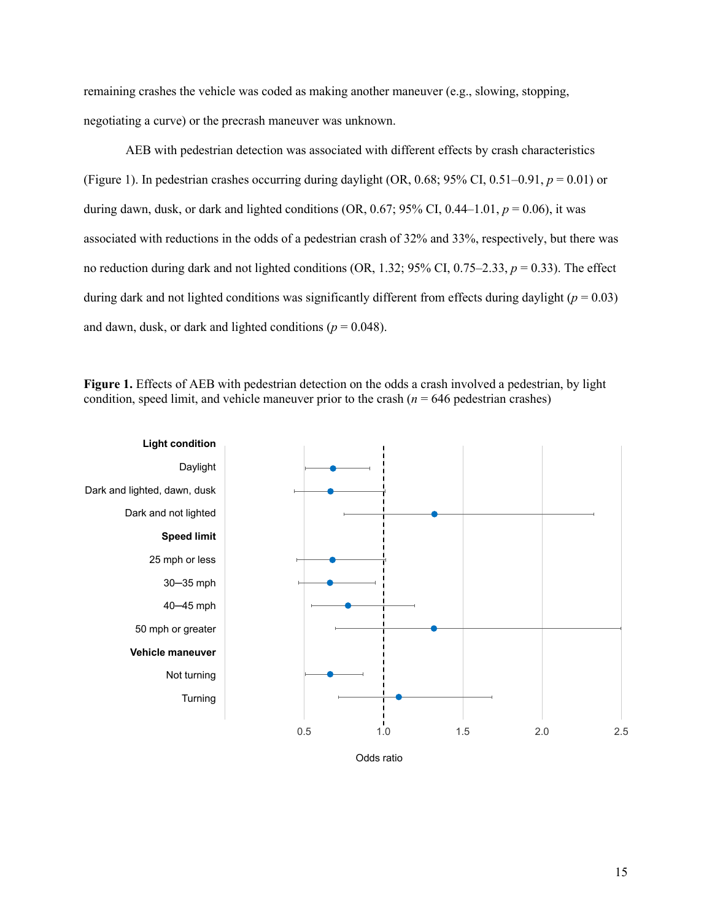remaining crashes the vehicle was coded as making another maneuver (e.g., slowing, stopping, negotiating a curve) or the precrash maneuver was unknown.

AEB with pedestrian detection was associated with different effects by crash characteristics (Figure 1). In pedestrian crashes occurring during daylight (OR, 0.68; 95% CI, 0.51–0.91, $p = 0.01$) or during dawn, dusk, or dark and lighted conditions (OR, 0.67; 95% CI, 0.44–1.01, $p = 0.06$), it was associated with reductions in the odds of a pedestrian crash of 32% and 33%, respectively, but there was no reduction during dark and not lighted conditions (OR, 1.32; 95% CI, 0.75–2.33, $p = 0.33$). The effect during dark and not lighted conditions was significantly different from effects during daylight ($p = 0.03$) and dawn, dusk, or dark and lighted conditions ($p = 0.048$).

**Figure 1.** Effects of AEB with pedestrian detection on the odds a crash involved a pedestrian, by light condition, speed limit, and vehicle maneuver prior to the crash ($n = 646$ pedestrian crashes)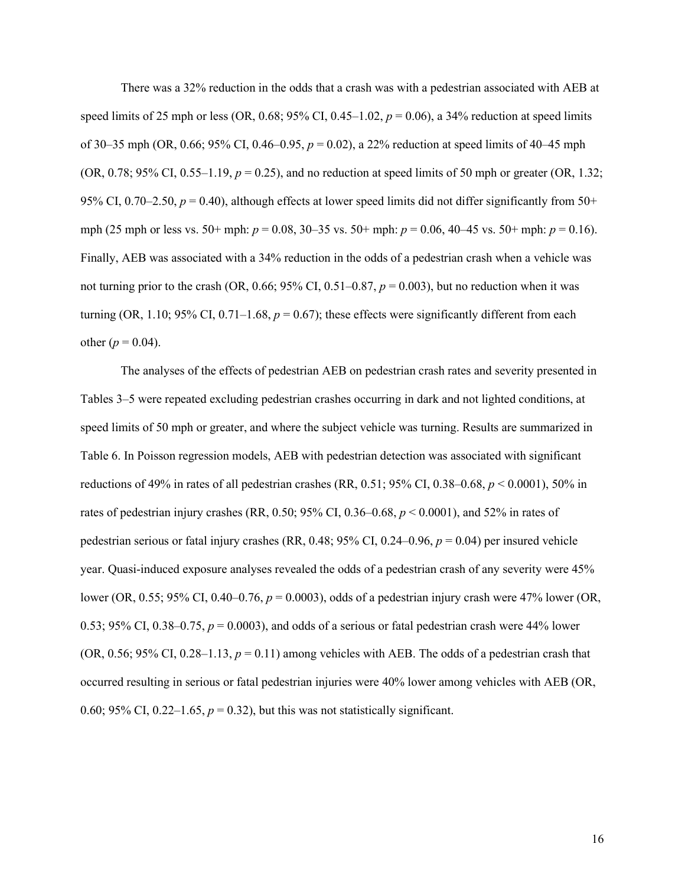There was a 32% reduction in the odds that a crash was with a pedestrian associated with AEB at speed limits of 25 mph or less (OR, 0.68; 95% CI, 0.45–1.02, $p = 0.06$), a 34% reduction at speed limits of 30–35 mph (OR, 0.66; 95% CI, 0.46–0.95, $p = 0.02$), a 22% reduction at speed limits of 40–45 mph (OR, 0.78; 95% CI, 0.55–1.19, $p = 0.25$), and no reduction at speed limits of 50 mph or greater (OR, 1.32; 95% CI, 0.70–2.50, $p = 0.40$), although effects at lower speed limits did not differ significantly from 50+ mph (25 mph or less vs. 50+ mph: $p = 0.08$, 30–35 vs. 50+ mph: $p = 0.06$, 40–45 vs. 50+ mph: $p = 0.16$). Finally, AEB was associated with a 34% reduction in the odds of a pedestrian crash when a vehicle was not turning prior to the crash (OR, 0.66; 95% CI, 0.51–0.87, $p = 0.003$), but no reduction when it was turning (OR, 1.10; 95% CI, 0.71–1.68, $p = 0.67$); these effects were significantly different from each other ($p = 0.04$).

The analyses of the effects of pedestrian AEB on pedestrian crash rates and severity presented in Tables 3–5 were repeated excluding pedestrian crashes occurring in dark and not lighted conditions, at speed limits of 50 mph or greater, and where the subject vehicle was turning. Results are summarized in Table 6. In Poisson regression models, AEB with pedestrian detection was associated with significant reductions of 49% in rates of all pedestrian crashes (RR, 0.51; 95% CI, 0.38–0.68, $p < 0.0001$), 50% in rates of pedestrian injury crashes (RR, 0.50; 95% CI, 0.36–0.68, $p < 0.0001$), and 52% in rates of pedestrian serious or fatal injury crashes (RR, 0.48; 95% CI, 0.24–0.96, $p = 0.04$) per insured vehicle year. Quasi-induced exposure analyses revealed the odds of a pedestrian crash of any severity were 45% lower (OR, 0.55; 95% CI, 0.40–0.76, $p = 0.0003$), odds of a pedestrian injury crash were 47% lower (OR, 0.53; 95% CI, 0.38–0.75, $p = 0.0003$), and odds of a serious or fatal pedestrian crash were 44% lower (OR, 0.56; 95% CI, 0.28–1.13, $p = 0.11$) among vehicles with AEB. The odds of a pedestrian crash that occurred resulting in serious or fatal pedestrian injuries were 40% lower among vehicles with AEB (OR, 0.60; 95% CI, 0.22–1.65, $p = 0.32$), but this was not statistically significant.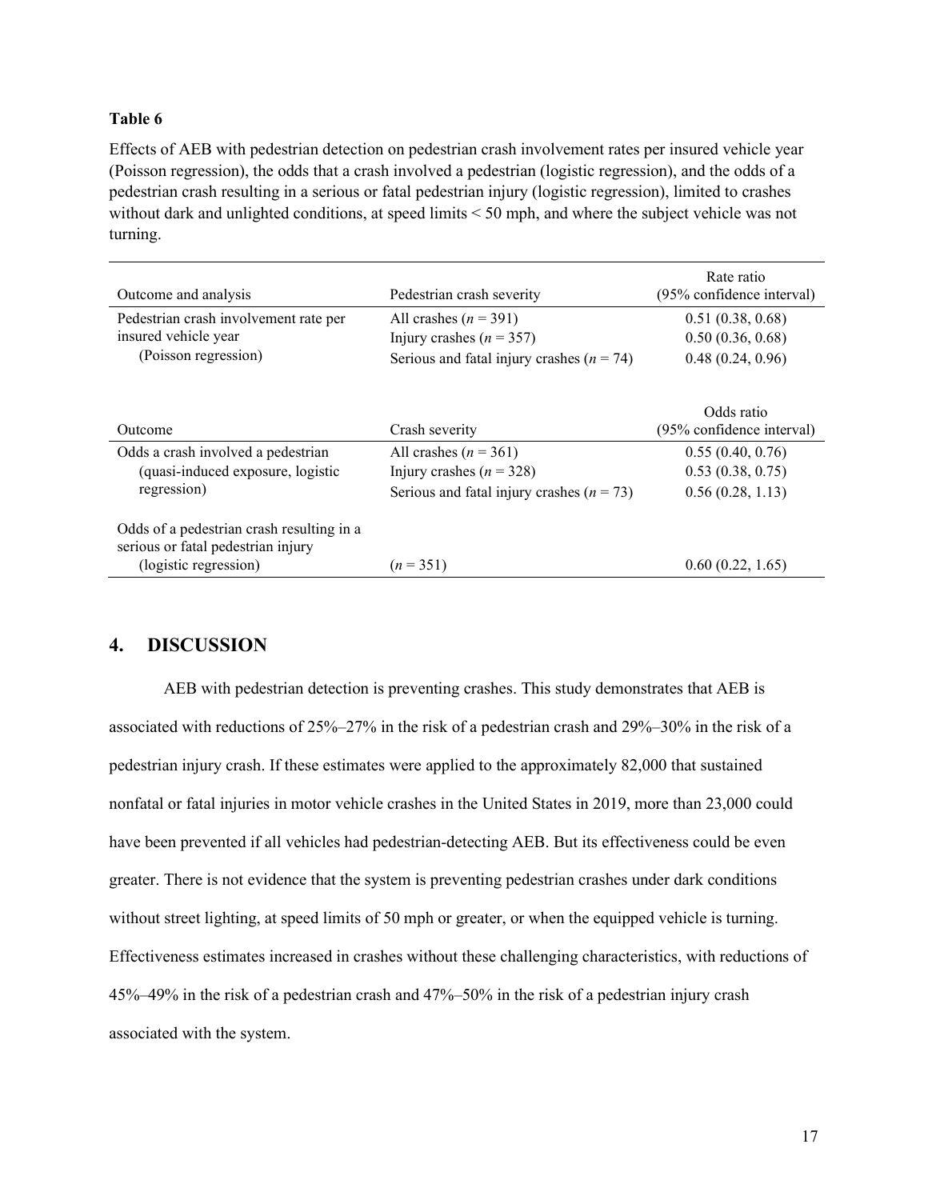**Table 6**

Effects of AEB with pedestrian detection on pedestrian crash involvement rates per insured vehicle year (Poisson regression), the odds that a crash involved a pedestrian (logistic regression), and the odds of a pedestrian crash resulting in a serious or fatal pedestrian injury (logistic regression), limited to crashes without dark and unlighted conditions, at speed limits < 50 mph, and where the subject vehicle was not turning.

| Outcome and analysis | Pedestrian crash severity | Rate ratio (95% confidence interval) |
|---|---|---|
| Pedestrian crash involvement rate per insured vehicle year (Poisson regression) | All crashes ($n$ = 391) | 0.51 (0.38, 0.68) |
| | Injury crashes ($n$ = 357) | 0.50 (0.36, 0.68) |
| | Serious and fatal injury crashes ($n$ = 74) | 0.48 (0.24, 0.96) |
| **Outcome** | **Crash severity** | **Odds ratio (95% confidence interval)** |
| Odds a crash involved a pedestrian (quasi-induced exposure, logistic regression) | All crashes ($n$ = 361) | 0.55 (0.40, 0.76) |
| | Injury crashes ($n$ = 328) | 0.53 (0.38, 0.75) |
| | Serious and fatal injury crashes ($n$ = 73) | 0.56 (0.28, 1.13) |
| Odds of a pedestrian crash resulting in a serious or fatal pedestrian injury (logistic regression) | ($n$ = 351) | 0.60 (0.22, 1.65) |

## 4. DISCUSSION

AEB with pedestrian detection is preventing crashes. This study demonstrates that AEB is associated with reductions of 25%–27% in the risk of a pedestrian crash and 29%–30% in the risk of a pedestrian injury crash. If these estimates were applied to the approximately 82,000 that sustained nonfatal or fatal injuries in motor vehicle crashes in the United States in 2019, more than 23,000 could have been prevented if all vehicles had pedestrian-detecting AEB. But its effectiveness could be even greater. There is not evidence that the system is preventing pedestrian crashes under dark conditions without street lighting, at speed limits of 50 mph or greater, or when the equipped vehicle is turning. Effectiveness estimates increased in crashes without these challenging characteristics, with reductions of 45%–49% in the risk of a pedestrian crash and 47%–50% in the risk of a pedestrian injury crash associated with the system.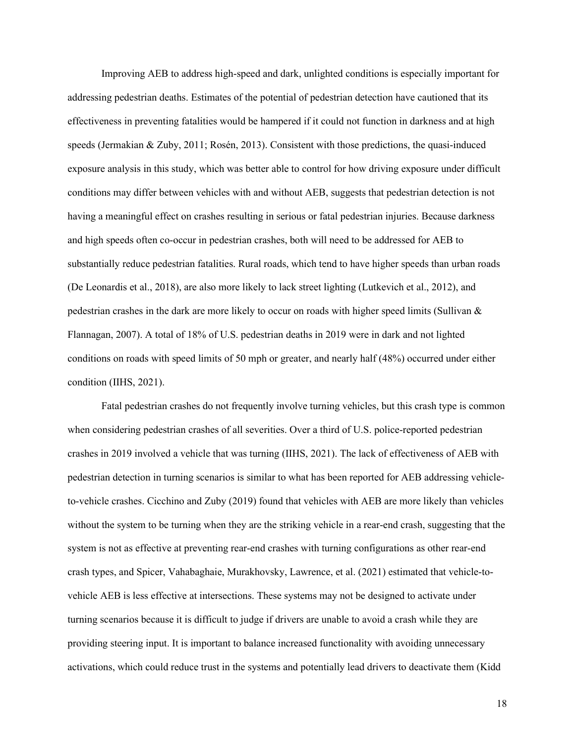Improving AEB to address high-speed and dark, unlighted conditions is especially important for addressing pedestrian deaths. Estimates of the potential of pedestrian detection have cautioned that its effectiveness in preventing fatalities would be hampered if it could not function in darkness and at high speeds (Jermakian & Zuby, 2011; Rosén, 2013). Consistent with those predictions, the quasi-induced exposure analysis in this study, which was better able to control for how driving exposure under difficult conditions may differ between vehicles with and without AEB, suggests that pedestrian detection is not having a meaningful effect on crashes resulting in serious or fatal pedestrian injuries. Because darkness and high speeds often co-occur in pedestrian crashes, both will need to be addressed for AEB to substantially reduce pedestrian fatalities. Rural roads, which tend to have higher speeds than urban roads (De Leonardis et al., 2018), are also more likely to lack street lighting (Lutkevich et al., 2012), and pedestrian crashes in the dark are more likely to occur on roads with higher speed limits (Sullivan & Flannagan, 2007). A total of 18% of U.S. pedestrian deaths in 2019 were in dark and not lighted conditions on roads with speed limits of 50 mph or greater, and nearly half (48%) occurred under either condition (IIHS, 2021).

Fatal pedestrian crashes do not frequently involve turning vehicles, but this crash type is common when considering pedestrian crashes of all severities. Over a third of U.S. police-reported pedestrian crashes in 2019 involved a vehicle that was turning (IIHS, 2021). The lack of effectiveness of AEB with pedestrian detection in turning scenarios is similar to what has been reported for AEB addressing vehicle-to-vehicle crashes. Cicchino and Zuby (2019) found that vehicles with AEB are more likely than vehicles without the system to be turning when they are the striking vehicle in a rear-end crash, suggesting that the system is not as effective at preventing rear-end crashes with turning configurations as other rear-end crash types, and Spicer, Vahabaghaie, Murakhovsky, Lawrence, et al. (2021) estimated that vehicle-to-vehicle AEB is less effective at intersections. These systems may not be designed to activate under turning scenarios because it is difficult to judge if drivers are unable to avoid a crash while they are providing steering input. It is important to balance increased functionality with avoiding unnecessary activations, which could reduce trust in the systems and potentially lead drivers to deactivate them (Kidd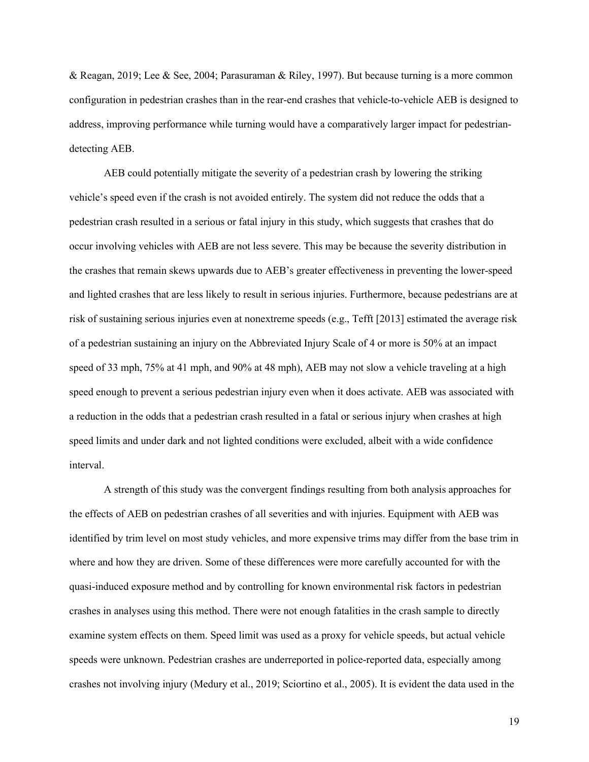& Reagan, 2019; Lee & See, 2004; Parasuraman & Riley, 1997). But because turning is a more common configuration in pedestrian crashes than in the rear-end crashes that vehicle-to-vehicle AEB is designed to address, improving performance while turning would have a comparatively larger impact for pedestrian-detecting AEB.

AEB could potentially mitigate the severity of a pedestrian crash by lowering the striking vehicle's speed even if the crash is not avoided entirely. The system did not reduce the odds that a pedestrian crash resulted in a serious or fatal injury in this study, which suggests that crashes that do occur involving vehicles with AEB are not less severe. This may be because the severity distribution in the crashes that remain skews upwards due to AEB's greater effectiveness in preventing the lower-speed and lighted crashes that are less likely to result in serious injuries. Furthermore, because pedestrians are at risk of sustaining serious injuries even at nonextreme speeds (e.g., Tefft [2013] estimated the average risk of a pedestrian sustaining an injury on the Abbreviated Injury Scale of 4 or more is 50% at an impact speed of 33 mph, 75% at 41 mph, and 90% at 48 mph), AEB may not slow a vehicle traveling at a high speed enough to prevent a serious pedestrian injury even when it does activate. AEB was associated with a reduction in the odds that a pedestrian crash resulted in a fatal or serious injury when crashes at high speed limits and under dark and not lighted conditions were excluded, albeit with a wide confidence interval.

A strength of this study was the convergent findings resulting from both analysis approaches for the effects of AEB on pedestrian crashes of all severities and with injuries. Equipment with AEB was identified by trim level on most study vehicles, and more expensive trims may differ from the base trim in where and how they are driven. Some of these differences were more carefully accounted for with the quasi-induced exposure method and by controlling for known environmental risk factors in pedestrian crashes in analyses using this method. There were not enough fatalities in the crash sample to directly examine system effects on them. Speed limit was used as a proxy for vehicle speeds, but actual vehicle speeds were unknown. Pedestrian crashes are underreported in police-reported data, especially among crashes not involving injury (Medury et al., 2019; Sciortino et al., 2005). It is evident the data used in the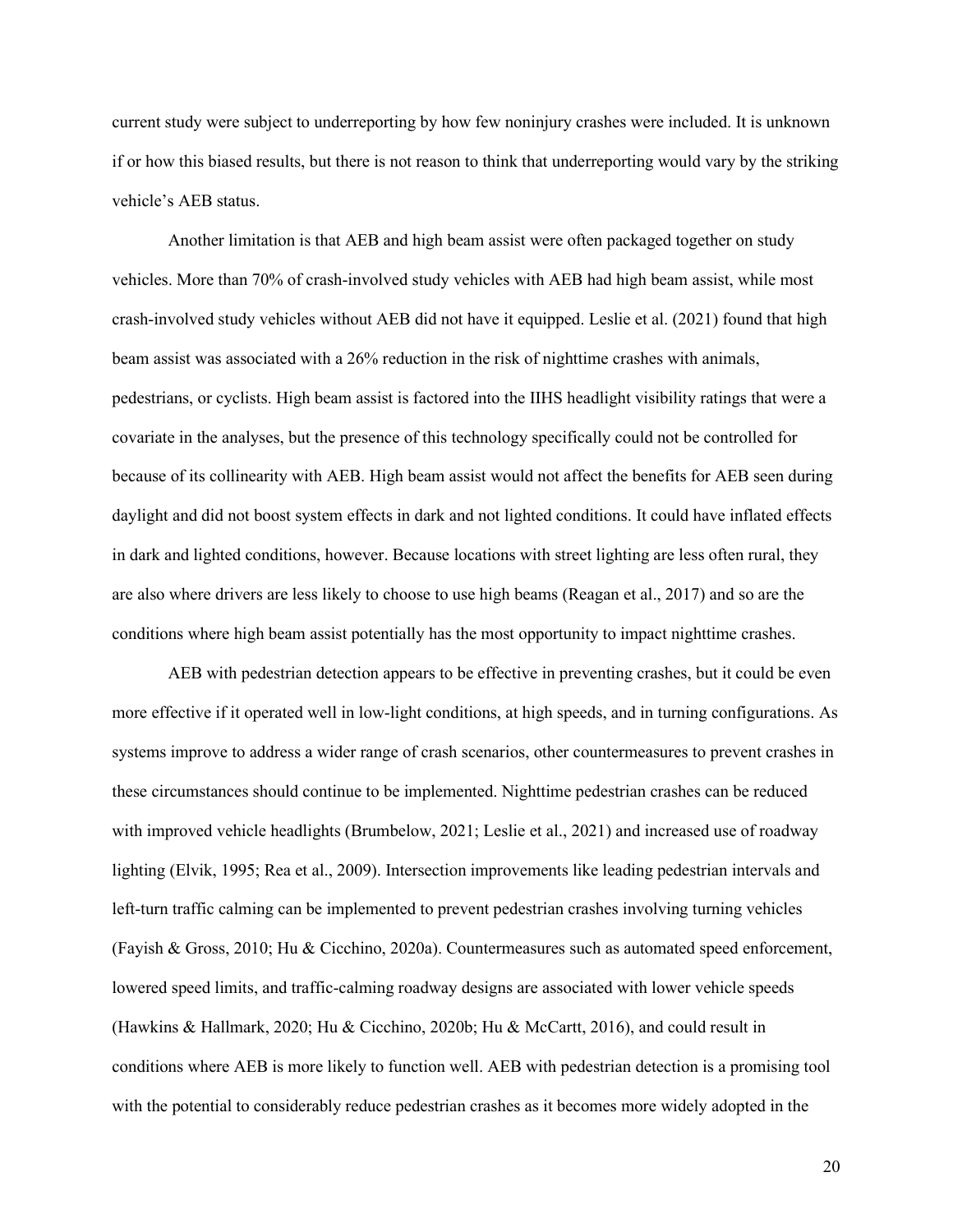current study were subject to underreporting by how few noninjury crashes were included. It is unknown if or how this biased results, but there is not reason to think that underreporting would vary by the striking vehicle's AEB status.

Another limitation is that AEB and high beam assist were often packaged together on study vehicles. More than 70% of crash-involved study vehicles with AEB had high beam assist, while most crash-involved study vehicles without AEB did not have it equipped. Leslie et al. (2021) found that high beam assist was associated with a 26% reduction in the risk of nighttime crashes with animals, pedestrians, or cyclists. High beam assist is factored into the IIHS headlight visibility ratings that were a covariate in the analyses, but the presence of this technology specifically could not be controlled for because of its collinearity with AEB. High beam assist would not affect the benefits for AEB seen during daylight and did not boost system effects in dark and not lighted conditions. It could have inflated effects in dark and lighted conditions, however. Because locations with street lighting are less often rural, they are also where drivers are less likely to choose to use high beams (Reagan et al., 2017) and so are the conditions where high beam assist potentially has the most opportunity to impact nighttime crashes.

AEB with pedestrian detection appears to be effective in preventing crashes, but it could be even more effective if it operated well in low-light conditions, at high speeds, and in turning configurations. As systems improve to address a wider range of crash scenarios, other countermeasures to prevent crashes in these circumstances should continue to be implemented. Nighttime pedestrian crashes can be reduced with improved vehicle headlights (Brumbelow, 2021; Leslie et al., 2021) and increased use of roadway lighting (Elvik, 1995; Rea et al., 2009). Intersection improvements like leading pedestrian intervals and left-turn traffic calming can be implemented to prevent pedestrian crashes involving turning vehicles (Fayish & Gross, 2010; Hu & Cicchino, 2020a). Countermeasures such as automated speed enforcement, lowered speed limits, and traffic-calming roadway designs are associated with lower vehicle speeds (Hawkins & Hallmark, 2020; Hu & Cicchino, 2020b; Hu & McCartt, 2016), and could result in conditions where AEB is more likely to function well. AEB with pedestrian detection is a promising tool with the potential to considerably reduce pedestrian crashes as it becomes more widely adopted in the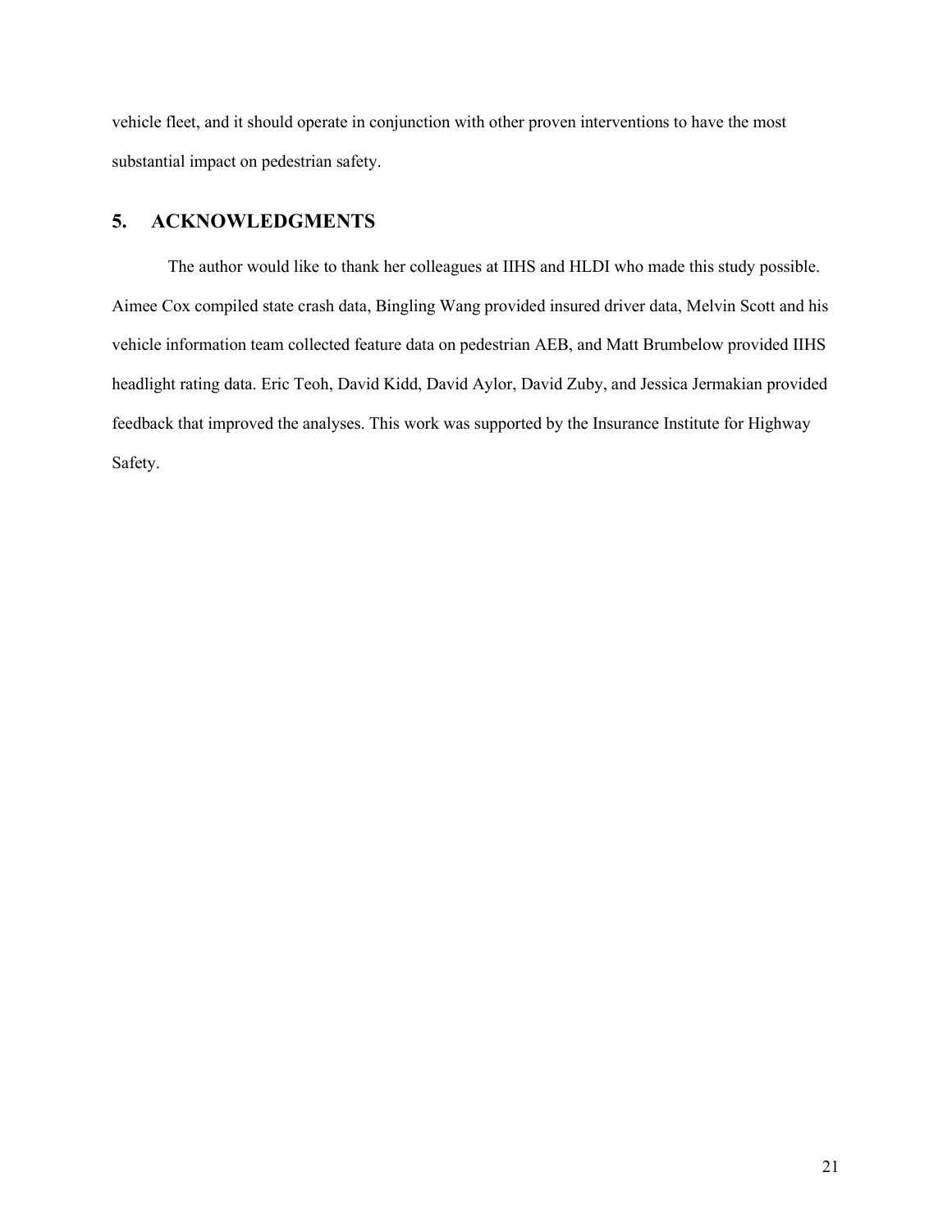vehicle fleet, and it should operate in conjunction with other proven interventions to have the most substantial impact on pedestrian safety.

## 5. ACKNOWLEDGMENTS

The author would like to thank her colleagues at IIHS and HLDI who made this study possible. Aimee Cox compiled state crash data, Bingling Wang provided insured driver data, Melvin Scott and his vehicle information team collected feature data on pedestrian AEB, and Matt Brumbelow provided IIHS headlight rating data. Eric Teoh, David Kidd, David Aylor, David Zuby, and Jessica Jermakian provided feedback that improved the analyses. This work was supported by the Insurance Institute for Highway Safety.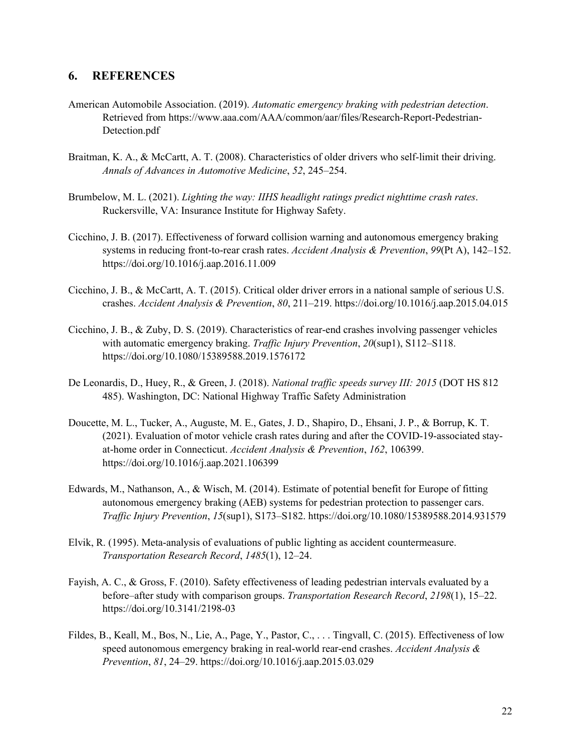## 6. REFERENCES

American Automobile Association. (2019). *Automatic emergency braking with pedestrian detection*. Retrieved from https://www.aaa.com/AAA/common/aar/files/Research-Report-Pedestrian-Detection.pdf

Braitman, K. A., & McCartt, A. T. (2008). Characteristics of older drivers who self-limit their driving. *Annals of Advances in Automotive Medicine*, *52*, 245–254.

Brumbelow, M. L. (2021). *Lighting the way: IIHS headlight ratings predict nighttime crash rates*. Ruckersville, VA: Insurance Institute for Highway Safety.

Cicchino, J. B. (2017). Effectiveness of forward collision warning and autonomous emergency braking systems in reducing front-to-rear crash rates. *Accident Analysis & Prevention*, *99*(Pt A), 142–152. https://doi.org/10.1016/j.aap.2016.11.009

Cicchino, J. B., & McCartt, A. T. (2015). Critical older driver errors in a national sample of serious U.S. crashes. *Accident Analysis & Prevention*, *80*, 211–219. https://doi.org/10.1016/j.aap.2015.04.015

Cicchino, J. B., & Zuby, D. S. (2019). Characteristics of rear-end crashes involving passenger vehicles with automatic emergency braking. *Traffic Injury Prevention*, *20*(sup1), S112–S118. https://doi.org/10.1080/15389588.2019.1576172

De Leonardis, D., Huey, R., & Green, J. (2018). *National traffic speeds survey III: 2015* (DOT HS 812 485). Washington, DC: National Highway Traffic Safety Administration

Doucette, M. L., Tucker, A., Auguste, M. E., Gates, J. D., Shapiro, D., Ehsani, J. P., & Borrup, K. T. (2021). Evaluation of motor vehicle crash rates during and after the COVID-19-associated stay-at-home order in Connecticut. *Accident Analysis & Prevention*, *162*, 106399. https://doi.org/10.1016/j.aap.2021.106399

Edwards, M., Nathanson, A., & Wisch, M. (2014). Estimate of potential benefit for Europe of fitting autonomous emergency braking (AEB) systems for pedestrian protection to passenger cars. *Traffic Injury Prevention*, *15*(sup1), S173–S182. https://doi.org/10.1080/15389588.2014.931579

Elvik, R. (1995). Meta-analysis of evaluations of public lighting as accident countermeasure. *Transportation Research Record*, *1485*(1), 12–24.

Fayish, A. C., & Gross, F. (2010). Safety effectiveness of leading pedestrian intervals evaluated by a before–after study with comparison groups. *Transportation Research Record*, *2198*(1), 15–22. https://doi.org/10.3141/2198-03

Fildes, B., Keall, M., Bos, N., Lie, A., Page, Y., Pastor, C., . . . Tingvall, C. (2015). Effectiveness of low speed autonomous emergency braking in real-world rear-end crashes. *Accident Analysis & Prevention*, *81*, 24–29. https://doi.org/10.1016/j.aap.2015.03.029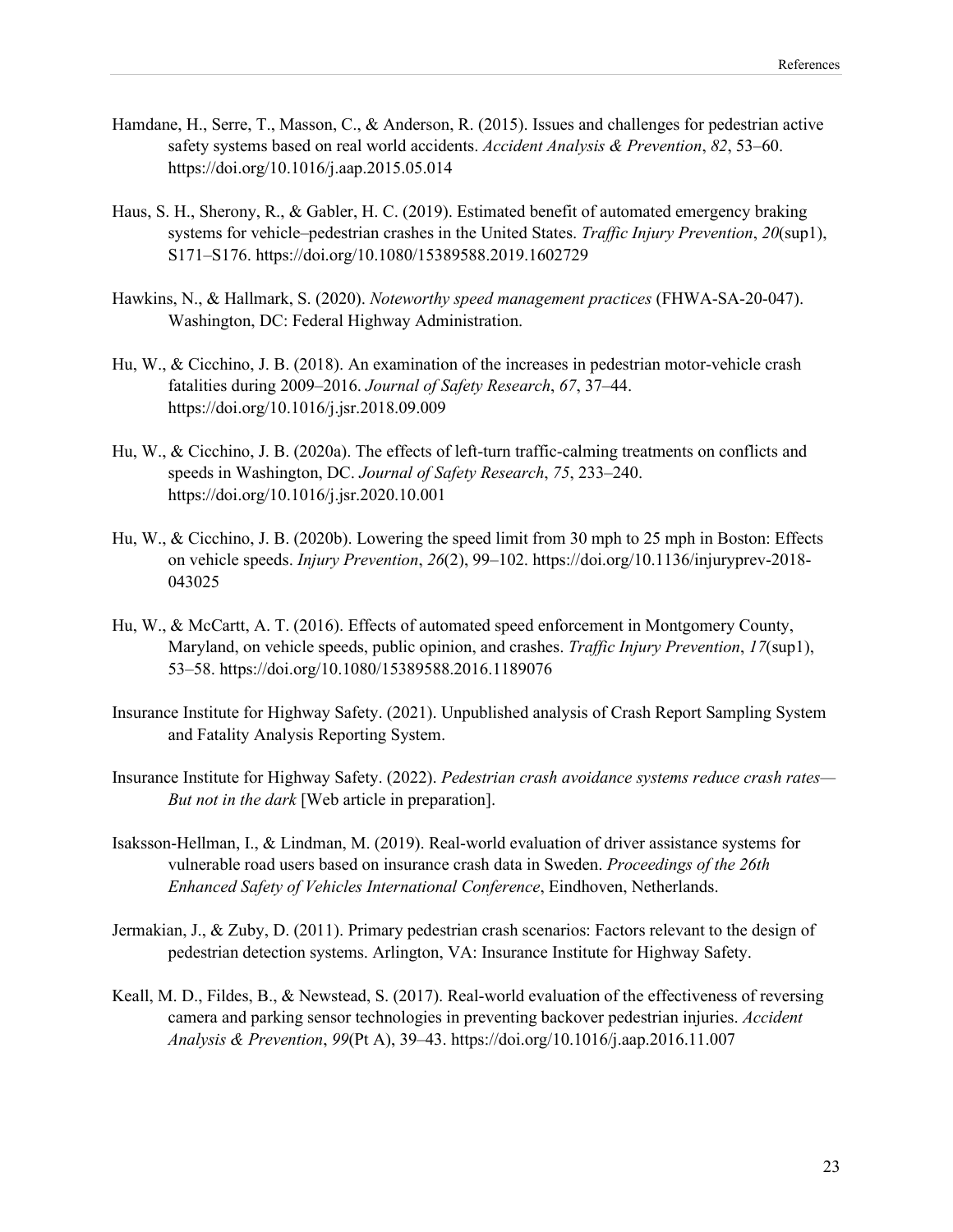Hamdane, H., Serre, T., Masson, C., & Anderson, R. (2015). Issues and challenges for pedestrian active safety systems based on real world accidents. *Accident Analysis & Prevention*, *82*, 53–60. https://doi.org/10.1016/j.aap.2015.05.014

Haus, S. H., Sherony, R., & Gabler, H. C. (2019). Estimated benefit of automated emergency braking systems for vehicle–pedestrian crashes in the United States. *Traffic Injury Prevention*, *20*(sup1), S171–S176. https://doi.org/10.1080/15389588.2019.1602729

Hawkins, N., & Hallmark, S. (2020). *Noteworthy speed management practices* (FHWA-SA-20-047). Washington, DC: Federal Highway Administration.

Hu, W., & Cicchino, J. B. (2018). An examination of the increases in pedestrian motor-vehicle crash fatalities during 2009–2016. *Journal of Safety Research*, *67*, 37–44. https://doi.org/10.1016/j.jsr.2018.09.009

Hu, W., & Cicchino, J. B. (2020a). The effects of left-turn traffic-calming treatments on conflicts and speeds in Washington, DC. *Journal of Safety Research*, *75*, 233–240. https://doi.org/10.1016/j.jsr.2020.10.001

Hu, W., & Cicchino, J. B. (2020b). Lowering the speed limit from 30 mph to 25 mph in Boston: Effects on vehicle speeds. *Injury Prevention*, *26*(2), 99–102. https://doi.org/10.1136/injuryprev-2018-043025

Hu, W., & McCartt, A. T. (2016). Effects of automated speed enforcement in Montgomery County, Maryland, on vehicle speeds, public opinion, and crashes. *Traffic Injury Prevention*, *17*(sup1), 53–58. https://doi.org/10.1080/15389588.2016.1189076

Insurance Institute for Highway Safety. (2021). Unpublished analysis of Crash Report Sampling System and Fatality Analysis Reporting System.

Insurance Institute for Highway Safety. (2022). *Pedestrian crash avoidance systems reduce crash rates—But not in the dark* [Web article in preparation].

Isaksson-Hellman, I., & Lindman, M. (2019). Real-world evaluation of driver assistance systems for vulnerable road users based on insurance crash data in Sweden. *Proceedings of the 26th Enhanced Safety of Vehicles International Conference*, Eindhoven, Netherlands.

Jermakian, J., & Zuby, D. (2011). Primary pedestrian crash scenarios: Factors relevant to the design of pedestrian detection systems. Arlington, VA: Insurance Institute for Highway Safety.

Keall, M. D., Fildes, B., & Newstead, S. (2017). Real-world evaluation of the effectiveness of reversing camera and parking sensor technologies in preventing backover pedestrian injuries. *Accident Analysis & Prevention*, *99*(Pt A), 39–43. https://doi.org/10.1016/j.aap.2016.11.007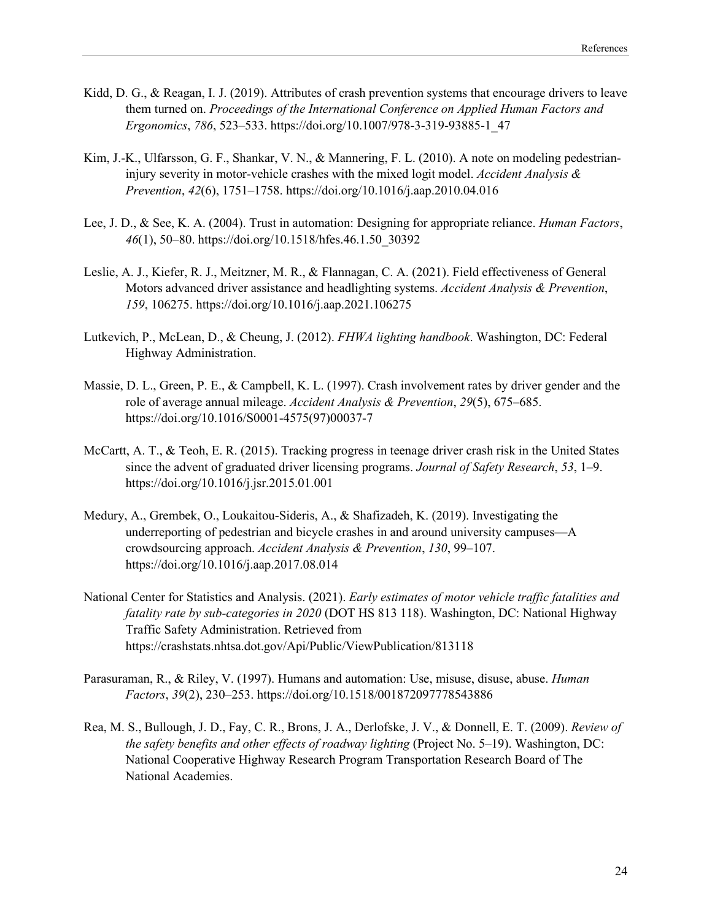Kidd, D. G., & Reagan, I. J. (2019). Attributes of crash prevention systems that encourage drivers to leave them turned on. *Proceedings of the International Conference on Applied Human Factors and Ergonomics*, *786*, 523–533. https://doi.org/10.1007/978-3-319-93885-1_47

Kim, J.-K., Ulfarsson, G. F., Shankar, V. N., & Mannering, F. L. (2010). A note on modeling pedestrian-injury severity in motor-vehicle crashes with the mixed logit model. *Accident Analysis & Prevention*, *42*(6), 1751–1758. https://doi.org/10.1016/j.aap.2010.04.016

Lee, J. D., & See, K. A. (2004). Trust in automation: Designing for appropriate reliance. *Human Factors*, *46*(1), 50–80. https://doi.org/10.1518/hfes.46.1.50_30392

Leslie, A. J., Kiefer, R. J., Meitzner, M. R., & Flannagan, C. A. (2021). Field effectiveness of General Motors advanced driver assistance and headlighting systems. *Accident Analysis & Prevention*, *159*, 106275. https://doi.org/10.1016/j.aap.2021.106275

Lutkevich, P., McLean, D., & Cheung, J. (2012). *FHWA lighting handbook*. Washington, DC: Federal Highway Administration.

Massie, D. L., Green, P. E., & Campbell, K. L. (1997). Crash involvement rates by driver gender and the role of average annual mileage. *Accident Analysis & Prevention*, *29*(5), 675–685. https://doi.org/10.1016/S0001-4575(97)00037-7

McCartt, A. T., & Teoh, E. R. (2015). Tracking progress in teenage driver crash risk in the United States since the advent of graduated driver licensing programs. *Journal of Safety Research*, *53*, 1–9. https://doi.org/10.1016/j.jsr.2015.01.001

Medury, A., Grembek, O., Loukaitou-Sideris, A., & Shafizadeh, K. (2019). Investigating the underreporting of pedestrian and bicycle crashes in and around university campuses—A crowdsourcing approach. *Accident Analysis & Prevention*, *130*, 99–107. https://doi.org/10.1016/j.aap.2017.08.014

National Center for Statistics and Analysis. (2021). *Early estimates of motor vehicle traffic fatalities and fatality rate by sub-categories in 2020* (DOT HS 813 118). Washington, DC: National Highway Traffic Safety Administration. Retrieved from https://crashstats.nhtsa.dot.gov/Api/Public/ViewPublication/813118

Parasuraman, R., & Riley, V. (1997). Humans and automation: Use, misuse, disuse, abuse. *Human Factors*, *39*(2), 230–253. https://doi.org/10.1518/001872097778543886

Rea, M. S., Bullough, J. D., Fay, C. R., Brons, J. A., Derlofske, J. V., & Donnell, E. T. (2009). *Review of the safety benefits and other effects of roadway lighting* (Project No. 5–19). Washington, DC: National Cooperative Highway Research Program Transportation Research Board of The National Academies.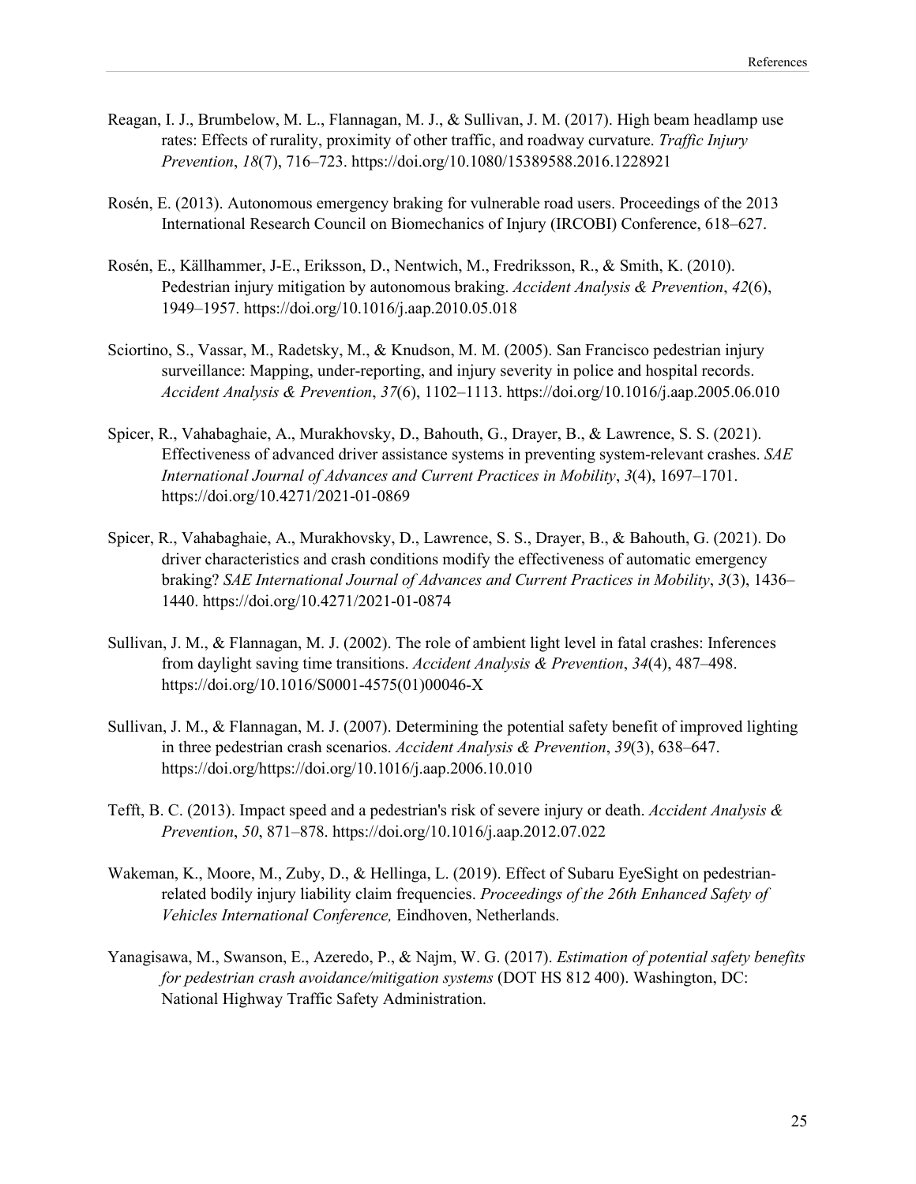Reagan, I. J., Brumbelow, M. L., Flannagan, M. J., & Sullivan, J. M. (2017). High beam headlamp use rates: Effects of rurality, proximity of other traffic, and roadway curvature. *Traffic Injury Prevention*, *18*(7), 716–723. https://doi.org/10.1080/15389588.2016.1228921

Rosén, E. (2013). Autonomous emergency braking for vulnerable road users. Proceedings of the 2013 International Research Council on Biomechanics of Injury (IRCOBI) Conference, 618–627.

Rosén, E., Källhammer, J-E., Eriksson, D., Nentwich, M., Fredriksson, R., & Smith, K. (2010). Pedestrian injury mitigation by autonomous braking. *Accident Analysis & Prevention*, *42*(6), 1949–1957. https://doi.org/10.1016/j.aap.2010.05.018

Sciortino, S., Vassar, M., Radetsky, M., & Knudson, M. M. (2005). San Francisco pedestrian injury surveillance: Mapping, under-reporting, and injury severity in police and hospital records. *Accident Analysis & Prevention*, *37*(6), 1102–1113. https://doi.org/10.1016/j.aap.2005.06.010

Spicer, R., Vahabaghaie, A., Murakhovsky, D., Bahouth, G., Drayer, B., & Lawrence, S. S. (2021). Effectiveness of advanced driver assistance systems in preventing system-relevant crashes. *SAE International Journal of Advances and Current Practices in Mobility*, *3*(4), 1697–1701. https://doi.org/10.4271/2021-01-0869

Spicer, R., Vahabaghaie, A., Murakhovsky, D., Lawrence, S. S., Drayer, B., & Bahouth, G. (2021). Do driver characteristics and crash conditions modify the effectiveness of automatic emergency braking? *SAE International Journal of Advances and Current Practices in Mobility*, *3*(3), 1436–1440. https://doi.org/10.4271/2021-01-0874

Sullivan, J. M., & Flannagan, M. J. (2002). The role of ambient light level in fatal crashes: Inferences from daylight saving time transitions. *Accident Analysis & Prevention*, *34*(4), 487–498. https://doi.org/10.1016/S0001-4575(01)00046-X

Sullivan, J. M., & Flannagan, M. J. (2007). Determining the potential safety benefit of improved lighting in three pedestrian crash scenarios. *Accident Analysis & Prevention*, *39*(3), 638–647. https://doi.org/https://doi.org/10.1016/j.aap.2006.10.010

Tefft, B. C. (2013). Impact speed and a pedestrian's risk of severe injury or death. *Accident Analysis & Prevention*, *50*, 871–878. https://doi.org/10.1016/j.aap.2012.07.022

Wakeman, K., Moore, M., Zuby, D., & Hellinga, L. (2019). Effect of Subaru EyeSight on pedestrian-related bodily injury liability claim frequencies. *Proceedings of the 26th Enhanced Safety of Vehicles International Conference,* Eindhoven, Netherlands.

Yanagisawa, M., Swanson, E., Azeredo, P., & Najm, W. G. (2017). *Estimation of potential safety benefits for pedestrian crash avoidance/mitigation systems* (DOT HS 812 400). Washington, DC: National Highway Traffic Safety Administration.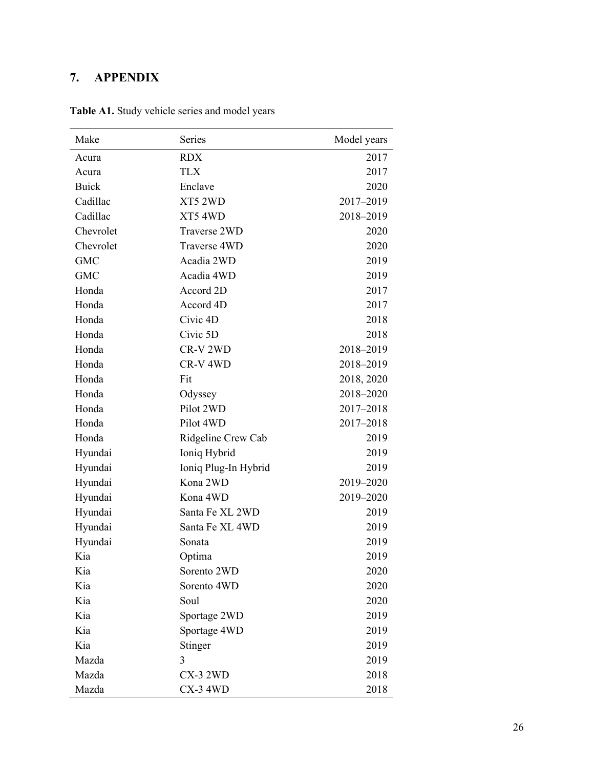## 7. APPENDIX

**Table A1.** Study vehicle series and model years

| Make | Series | Model years |
|---|---|---|
| Acura | RDX | 2017 |
| Acura | TLX | 2017 |
| Buick | Enclave | 2020 |
| Cadillac | XT5 2WD | 2017–2019 |
| Cadillac | XT5 4WD | 2018–2019 |
| Chevrolet | Traverse 2WD | 2020 |
| Chevrolet | Traverse 4WD | 2020 |
| GMC | Acadia 2WD | 2019 |
| GMC | Acadia 4WD | 2019 |
| Honda | Accord 2D | 2017 |
| Honda | Accord 4D | 2017 |
| Honda | Civic 4D | 2018 |
| Honda | Civic 5D | 2018 |
| Honda | CR-V 2WD | 2018–2019 |
| Honda | CR-V 4WD | 2018–2019 |
| Honda | Fit | 2018, 2020 |
| Honda | Odyssey | 2018–2020 |
| Honda | Pilot 2WD | 2017–2018 |
| Honda | Pilot 4WD | 2017–2018 |
| Honda | Ridgeline Crew Cab | 2019 |
| Hyundai | Ioniq Hybrid | 2019 |
| Hyundai | Ioniq Plug-In Hybrid | 2019 |
| Hyundai | Kona 2WD | 2019–2020 |
| Hyundai | Kona 4WD | 2019–2020 |
| Hyundai | Santa Fe XL 2WD | 2019 |
| Hyundai | Santa Fe XL 4WD | 2019 |
| Hyundai | Sonata | 2019 |
| Kia | Optima | 2019 |
| Kia | Sorento 2WD | 2020 |
| Kia | Sorento 4WD | 2020 |
| Kia | Soul | 2020 |
| Kia | Sportage 2WD | 2019 |
| Kia | Sportage 4WD | 2019 |
| Kia | Stinger | 2019 |
| Mazda | 3 | 2019 |
| Mazda | CX-3 2WD | 2018 |
| Mazda | CX-3 4WD | 2018 |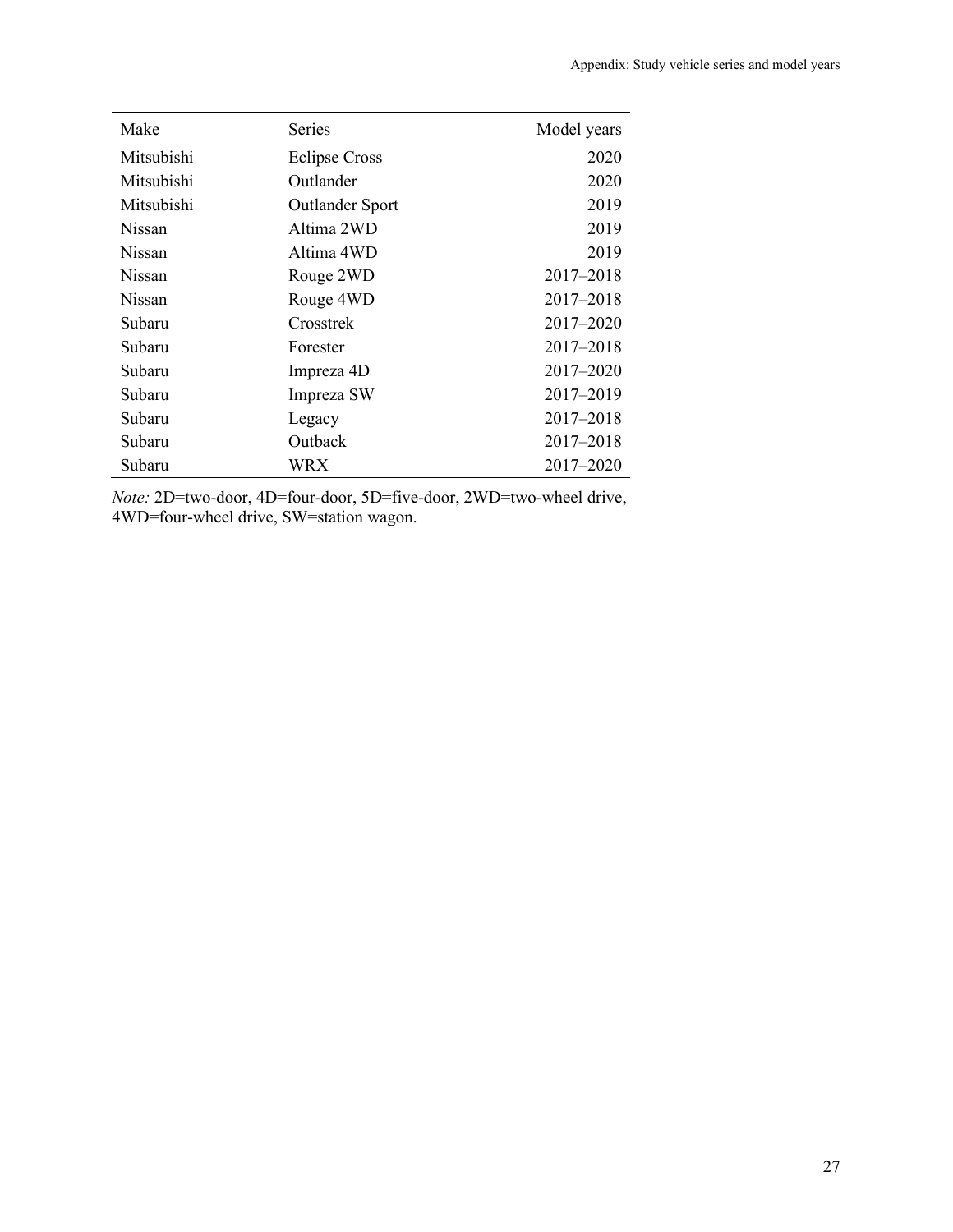| Make | Series | Model years |
|---|---|---|
| Mitsubishi | Eclipse Cross | 2020 |
| Mitsubishi | Outlander | 2020 |
| Mitsubishi | Outlander Sport | 2019 |
| Nissan | Altima 2WD | 2019 |
| Nissan | Altima 4WD | 2019 |
| Nissan | Rouge 2WD | 2017–2018 |
| Nissan | Rouge 4WD | 2017–2018 |
| Subaru | Crosstrek | 2017–2020 |
| Subaru | Forester | 2017–2018 |
| Subaru | Impreza 4D | 2017–2020 |
| Subaru | Impreza SW | 2017–2019 |
| Subaru | Legacy | 2017–2018 |
| Subaru | Outback | 2017–2018 |
| Subaru | WRX | 2017–2020 |

*Note:* 2D=two-door, 4D=four-door, 5D=five-door, 2WD=two-wheel drive, 4WD=four-wheel drive, SW=station wagon.